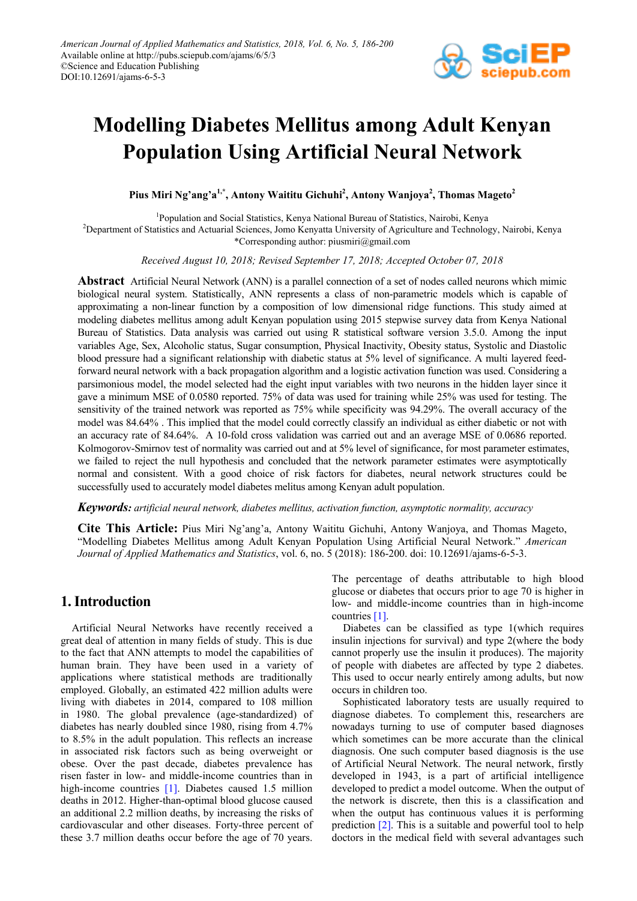# Modelling Diabetes Mellitus among Adult Kenyan Population Using Artificial Neural Network

**Pius Miri Ng'ang'a[1,*], Antony Waititu Gichuhi[2], Antony Wanjoya[2], Thomas Mageto[2]**

[1]Population and Social Statistics, Kenya National Bureau of Statistics, Nairobi, Kenya
[2]Department of Statistics and Actuarial Sciences, Jomo Kenyatta University of Agriculture and Technology, Nairobi, Kenya
*Corresponding author: piusmiri@gmail.com

*Received August 10, 2018; Revised September 17, 2018; Accepted October 07, 2018*

**Abstract** Artificial Neural Network (ANN) is a parallel connection of a set of nodes called neurons which mimic biological neural system. Statistically, ANN represents a class of non-parametric models which is capable of approximating a non-linear function by a composition of low dimensional ridge functions. This study aimed at modeling diabetes mellitus among adult Kenyan population using 2015 stepwise survey data from Kenya National Bureau of Statistics. Data analysis was carried out using R statistical software version 3.5.0. Among the input variables Age, Sex, Alcoholic status, Sugar consumption, Physical Inactivity, Obesity status, Systolic and Diastolic blood pressure had a significant relationship with diabetic status at 5% level of significance. A multi layered feed-forward neural network with a back propagation algorithm and a logistic activation function was used. Considering a parsimonious model, the model selected had the eight input variables with two neurons in the hidden layer since it gave a minimum MSE of 0.0580 reported. 75% of data was used for training while 25% was used for testing. The sensitivity of the trained network was reported as 75% while specificity was 94.29%. The overall accuracy of the model was 84.64% . This implied that the model could correctly classify an individual as either diabetic or not with an accuracy rate of 84.64%. A 10-fold cross validation was carried out and an average MSE of 0.0686 reported. Kolmogorov-Smirnov test of normality was carried out and at 5% level of significance, for most parameter estimates, we failed to reject the null hypothesis and concluded that the network parameter estimates were asymptotically normal and consistent. With a good choice of risk factors for diabetes, neural network structures could be successfully used to accurately model diabetes melitus among Kenyan adult population.

***Keywords:*** *artificial neural network, diabetes mellitus, activation function, asymptotic normality, accuracy*

**Cite This Article:** Pius Miri Ng'ang'a, Antony Waititu Gichuhi, Antony Wanjoya, and Thomas Mageto, "Modelling Diabetes Mellitus among Adult Kenyan Population Using Artificial Neural Network." *American Journal of Applied Mathematics and Statistics*, vol. 6, no. 5 (2018): 186-200. doi: 10.12691/ajams-6-5-3.

## 1. Introduction

Artificial Neural Networks have recently received a great deal of attention in many fields of study. This is due to the fact that ANN attempts to model the capabilities of human brain. They have been used in a variety of applications where statistical methods are traditionally employed. Globally, an estimated 422 million adults were living with diabetes in 2014, compared to 108 million in 1980. The global prevalence (age-standardized) of diabetes has nearly doubled since 1980, rising from 4.7% to 8.5% in the adult population. This reflects an increase in associated risk factors such as being overweight or obese. Over the past decade, diabetes prevalence has risen faster in low- and middle-income countries than in high-income countries [1]. Diabetes caused 1.5 million deaths in 2012. Higher-than-optimal blood glucose caused an additional 2.2 million deaths, by increasing the risks of cardiovascular and other diseases. Forty-three percent of these 3.7 million deaths occur before the age of 70 years. The percentage of deaths attributable to high blood glucose or diabetes that occurs prior to age 70 is higher in low- and middle-income countries than in high-income countries [1].

Diabetes can be classified as type 1(which requires insulin injections for survival) and type 2(where the body cannot properly use the insulin it produces). The majority of people with diabetes are affected by type 2 diabetes. This used to occur nearly entirely among adults, but now occurs in children too.

Sophisticated laboratory tests are usually required to diagnose diabetes. To complement this, researchers are nowadays turning to use of computer based diagnoses which sometimes can be more accurate than the clinical diagnosis. One such computer based diagnosis is the use of Artificial Neural Network. The neural network, firstly developed in 1943, is a part of artificial intelligence developed to predict a model outcome. When the output of the network is discrete, then this is a classification and when the output has continuous values it is performing prediction [2]. This is a suitable and powerful tool to help doctors in the medical field with several advantages such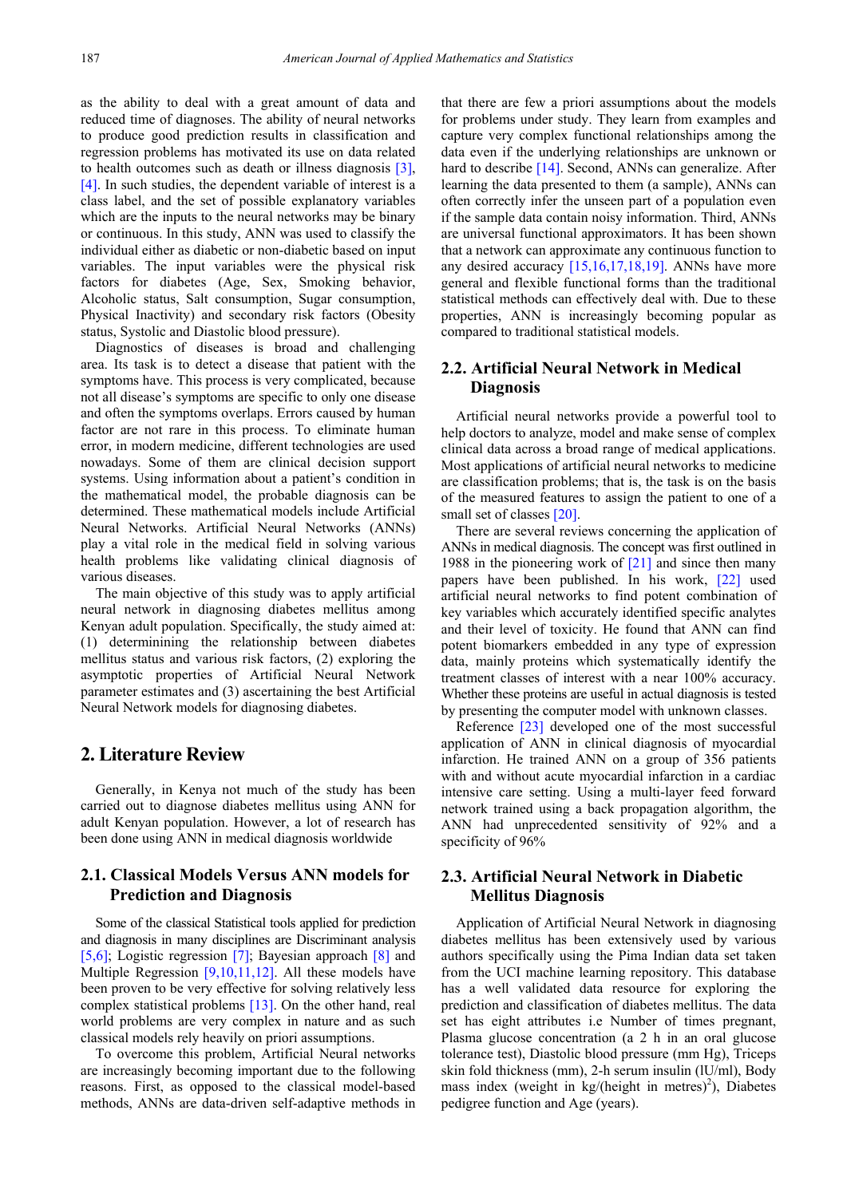as the ability to deal with a great amount of data and reduced time of diagnoses. The ability of neural networks to produce good prediction results in classification and regression problems has motivated its use on data related to health outcomes such as death or illness diagnosis [3], [4]. In such studies, the dependent variable of interest is a class label, and the set of possible explanatory variables which are the inputs to the neural networks may be binary or continuous. In this study, ANN was used to classify the individual either as diabetic or non-diabetic based on input variables. The input variables were the physical risk factors for diabetes (Age, Sex, Smoking behavior, Alcoholic status, Salt consumption, Sugar consumption, Physical Inactivity) and secondary risk factors (Obesity status, Systolic and Diastolic blood pressure).

Diagnostics of diseases is broad and challenging area. Its task is to detect a disease that patient with the symptoms have. This process is very complicated, because not all disease's symptoms are specific to only one disease and often the symptoms overlaps. Errors caused by human factor are not rare in this process. To eliminate human error, in modern medicine, different technologies are used nowadays. Some of them are clinical decision support systems. Using information about a patient's condition in the mathematical model, the probable diagnosis can be determined. These mathematical models include Artificial Neural Networks. Artificial Neural Networks (ANNs) play a vital role in the medical field in solving various health problems like validating clinical diagnosis of various diseases.

The main objective of this study was to apply artificial neural network in diagnosing diabetes mellitus among Kenyan adult population. Specifically, the study aimed at: (1) determinining the relationship between diabetes mellitus status and various risk factors, (2) exploring the asymptotic properties of Artificial Neural Network parameter estimates and (3) ascertaining the best Artificial Neural Network models for diagnosing diabetes.

## 2. Literature Review

Generally, in Kenya not much of the study has been carried out to diagnose diabetes mellitus using ANN for adult Kenyan population. However, a lot of research has been done using ANN in medical diagnosis worldwide

### 2.1. Classical Models Versus ANN models for Prediction and Diagnosis

Some of the classical Statistical tools applied for prediction and diagnosis in many disciplines are Discriminant analysis [5,6]; Logistic regression [7]; Bayesian approach [8] and Multiple Regression [9,10,11,12]. All these models have been proven to be very effective for solving relatively less complex statistical problems [13]. On the other hand, real world problems are very complex in nature and as such classical models rely heavily on priori assumptions.

To overcome this problem, Artificial Neural networks are increasingly becoming important due to the following reasons. First, as opposed to the classical model-based methods, ANNs are data-driven self-adaptive methods in that there are few a priori assumptions about the models for problems under study. They learn from examples and capture very complex functional relationships among the data even if the underlying relationships are unknown or hard to describe [14]. Second, ANNs can generalize. After learning the data presented to them (a sample), ANNs can often correctly infer the unseen part of a population even if the sample data contain noisy information. Third, ANNs are universal functional approximators. It has been shown that a network can approximate any continuous function to any desired accuracy [15,16,17,18,19]. ANNs have more general and flexible functional forms than the traditional statistical methods can effectively deal with. Due to these properties, ANN is increasingly becoming popular as compared to traditional statistical models.

### 2.2. Artificial Neural Network in Medical Diagnosis

Artificial neural networks provide a powerful tool to help doctors to analyze, model and make sense of complex clinical data across a broad range of medical applications. Most applications of artificial neural networks to medicine are classification problems; that is, the task is on the basis of the measured features to assign the patient to one of a small set of classes [20].

There are several reviews concerning the application of ANNs in medical diagnosis. The concept was first outlined in 1988 in the pioneering work of [21] and since then many papers have been published. In his work, [22] used artificial neural networks to find potent combination of key variables which accurately identified specific analytes and their level of toxicity. He found that ANN can find potent biomarkers embedded in any type of expression data, mainly proteins which systematically identify the treatment classes of interest with a near 100% accuracy. Whether these proteins are useful in actual diagnosis is tested by presenting the computer model with unknown classes.

Reference [23] developed one of the most successful application of ANN in clinical diagnosis of myocardial infarction. He trained ANN on a group of 356 patients with and without acute myocardial infarction in a cardiac intensive care setting. Using a multi-layer feed forward network trained using a back propagation algorithm, the ANN had unprecedented sensitivity of 92% and a specificity of 96%

### 2.3. Artificial Neural Network in Diabetic Mellitus Diagnosis

Application of Artificial Neural Network in diagnosing diabetes mellitus has been extensively used by various authors specifically using the Pima Indian data set taken from the UCI machine learning repository. This database has a well validated data resource for exploring the prediction and classification of diabetes mellitus. The data set has eight attributes i.e Number of times pregnant, Plasma glucose concentration (a 2 h in an oral glucose tolerance test), Diastolic blood pressure (mm Hg), Triceps skin fold thickness (mm), 2-h serum insulin (lU/ml), Body mass index (weight in kg/(height in metres)$^2$), Diabetes pedigree function and Age (years).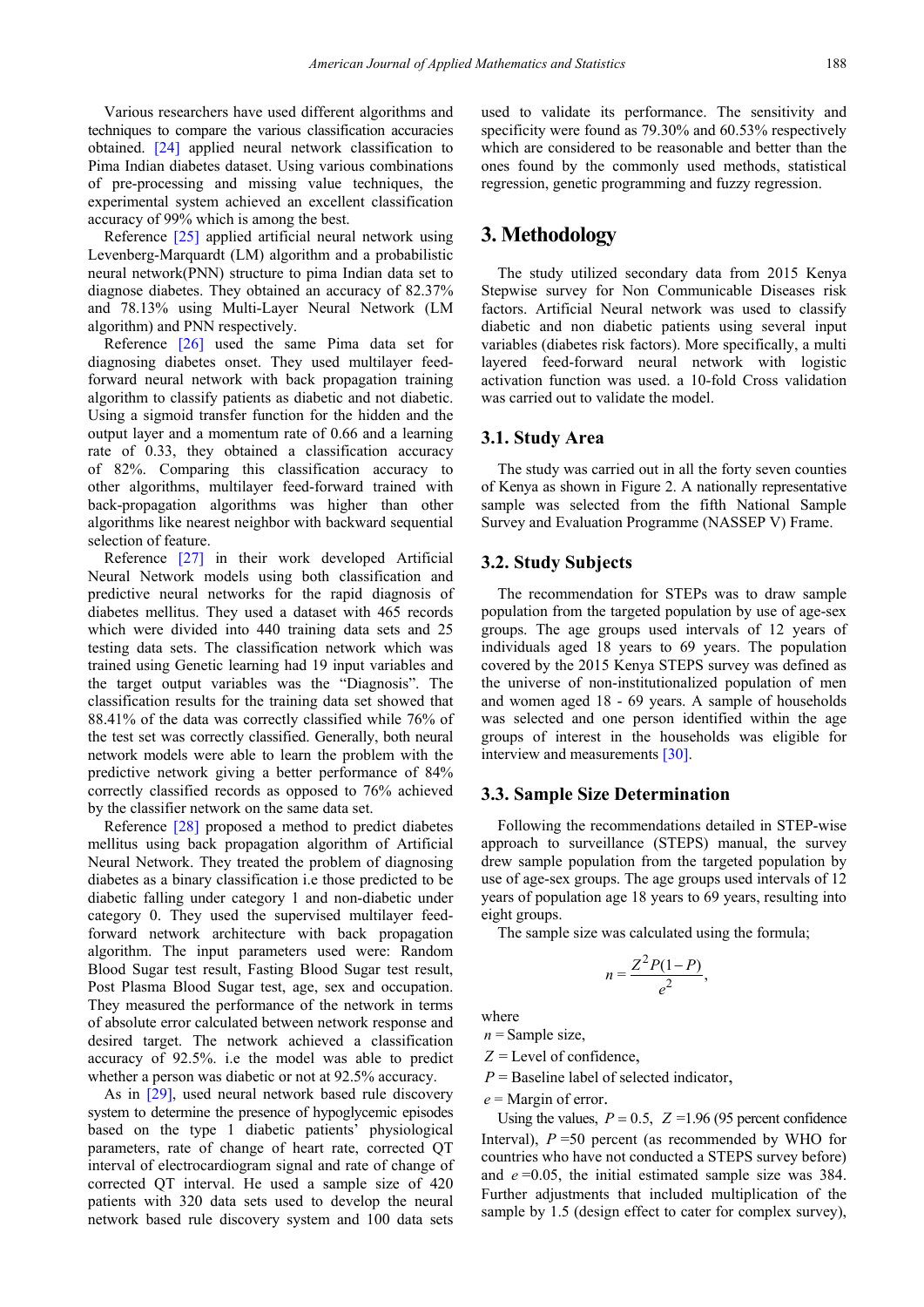Various researchers have used different algorithms and techniques to compare the various classification accuracies obtained. [24] applied neural network classification to Pima Indian diabetes dataset. Using various combinations of pre-processing and missing value techniques, the experimental system achieved an excellent classification accuracy of 99% which is among the best.

Reference [25] applied artificial neural network using Levenberg-Marquardt (LM) algorithm and a probabilistic neural network(PNN) structure to pima Indian data set to diagnose diabetes. They obtained an accuracy of 82.37% and 78.13% using Multi-Layer Neural Network (LM algorithm) and PNN respectively.

Reference [26] used the same Pima data set for diagnosing diabetes onset. They used multilayer feed-forward neural network with back propagation training algorithm to classify patients as diabetic and not diabetic. Using a sigmoid transfer function for the hidden and the output layer and a momentum rate of 0.66 and a learning rate of 0.33, they obtained a classification accuracy of 82%. Comparing this classification accuracy to other algorithms, multilayer feed-forward trained with back-propagation algorithms was higher than other algorithms like nearest neighbor with backward sequential selection of feature.

Reference [27] in their work developed Artificial Neural Network models using both classification and predictive neural networks for the rapid diagnosis of diabetes mellitus. They used a dataset with 465 records which were divided into 440 training data sets and 25 testing data sets. The classification network which was trained using Genetic learning had 19 input variables and the target output variables was the "Diagnosis". The classification results for the training data set showed that 88.41% of the data was correctly classified while 76% of the test set was correctly classified. Generally, both neural network models were able to learn the problem with the predictive network giving a better performance of 84% correctly classified records as opposed to 76% achieved by the classifier network on the same data set.

Reference [28] proposed a method to predict diabetes mellitus using back propagation algorithm of Artificial Neural Network. They treated the problem of diagnosing diabetes as a binary classification i.e those predicted to be diabetic falling under category 1 and non-diabetic under category 0. They used the supervised multilayer feed-forward network architecture with back propagation algorithm. The input parameters used were: Random Blood Sugar test result, Fasting Blood Sugar test result, Post Plasma Blood Sugar test, age, sex and occupation. They measured the performance of the network in terms of absolute error calculated between network response and desired target. The network achieved a classification accuracy of 92.5%. i.e the model was able to predict whether a person was diabetic or not at 92.5% accuracy.

As in [29], used neural network based rule discovery system to determine the presence of hypoglycemic episodes based on the type 1 diabetic patients' physiological parameters, rate of change of heart rate, corrected QT interval of electrocardiogram signal and rate of change of corrected QT interval. He used a sample size of 420 patients with 320 data sets used to develop the neural network based rule discovery system and 100 data sets used to validate its performance. The sensitivity and specificity were found as 79.30% and 60.53% respectively which are considered to be reasonable and better than the ones found by the commonly used methods, statistical regression, genetic programming and fuzzy regression.

## 3. Methodology

The study utilized secondary data from 2015 Kenya Stepwise survey for Non Communicable Diseases risk factors. Artificial Neural network was used to classify diabetic and non diabetic patients using several input variables (diabetes risk factors). More specifically, a multi layered feed-forward neural network with logistic activation function was used. a 10-fold Cross validation was carried out to validate the model.

### 3.1. Study Area

The study was carried out in all the forty seven counties of Kenya as shown in Figure 2. A nationally representative sample was selected from the fifth National Sample Survey and Evaluation Programme (NASSEP V) Frame.

### 3.2. Study Subjects

The recommendation for STEPs was to draw sample population from the targeted population by use of age-sex groups. The age groups used intervals of 12 years of individuals aged 18 years to 69 years. The population covered by the 2015 Kenya STEPS survey was defined as the universe of non-institutionalized population of men and women aged 18 - 69 years. A sample of households was selected and one person identified within the age groups of interest in the households was eligible for interview and measurements [30].

### 3.3. Sample Size Determination

Following the recommendations detailed in STEP-wise approach to surveillance (STEPS) manual, the survey drew sample population from the targeted population by use of age-sex groups. The age groups used intervals of 12 years of population age 18 years to 69 years, resulting into eight groups.

The sample size was calculated using the formula;

$$n = \frac{Z^2 P(1-P)}{e^2},$$

where

$n$ = Sample size,

$Z$ = Level of confidence,

$P$ = Baseline label of selected indicator,

$e$ = Margin of error.

Using the values, $P = 0.5$, $Z$ =1.96 (95 percent confidence Interval), $P$ =50 percent (as recommended by WHO for countries who have not conducted a STEPS survey before) and $e$ =0.05, the initial estimated sample size was 384. Further adjustments that included multiplication of the sample by 1.5 (design effect to cater for complex survey),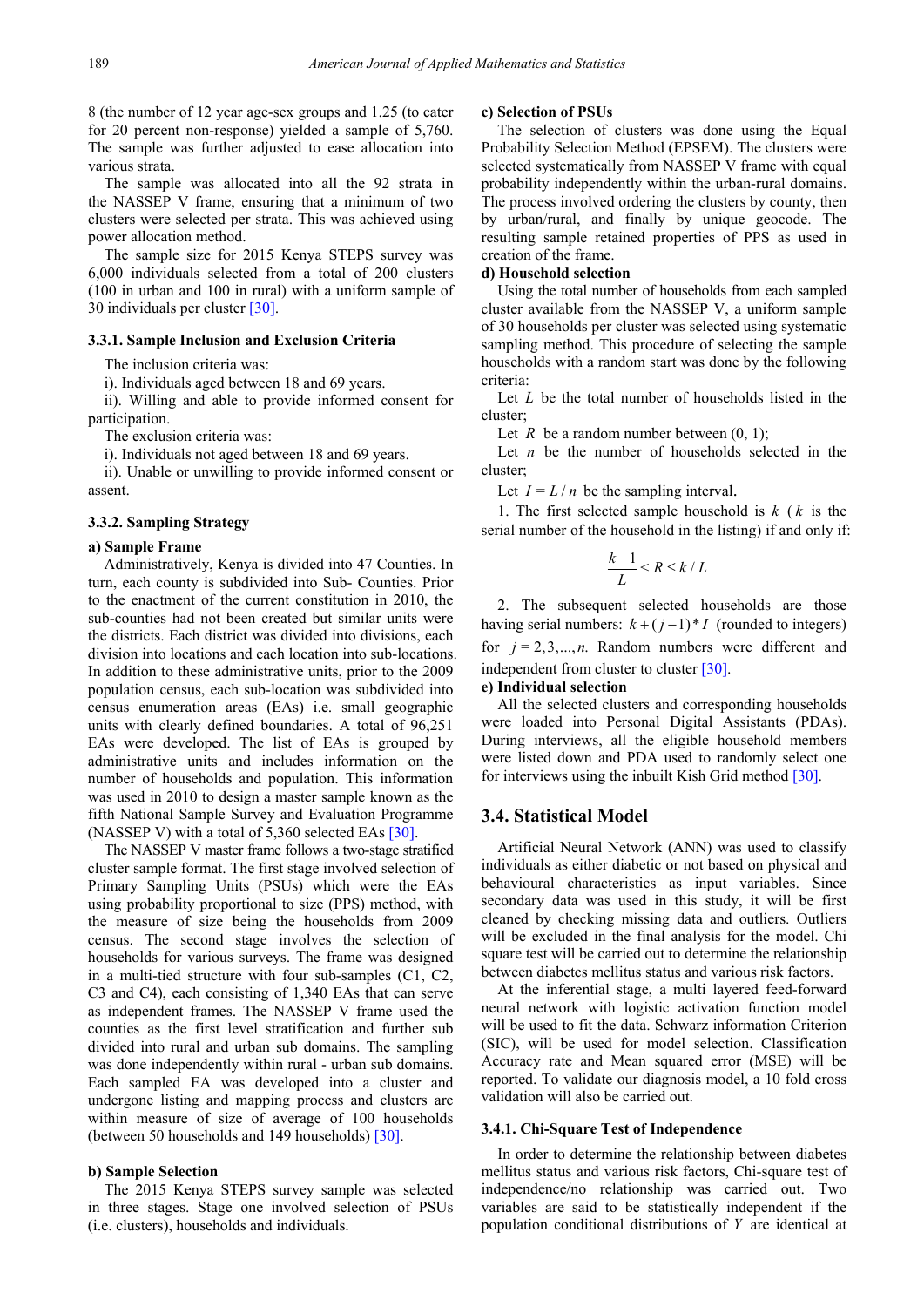8 (the number of 12 year age-sex groups and 1.25 (to cater for 20 percent non-response) yielded a sample of 5,760. The sample was further adjusted to ease allocation into various strata.

The sample was allocated into all the 92 strata in the NASSEP V frame, ensuring that a minimum of two clusters were selected per strata. This was achieved using power allocation method.

The sample size for 2015 Kenya STEPS survey was 6,000 individuals selected from a total of 200 clusters (100 in urban and 100 in rural) with a uniform sample of 30 individuals per cluster [30].

### 3.3.1. Sample Inclusion and Exclusion Criteria

The inclusion criteria was:

i). Individuals aged between 18 and 69 years.

ii). Willing and able to provide informed consent for participation.

The exclusion criteria was:

i). Individuals not aged between 18 and 69 years.

ii). Unable or unwilling to provide informed consent or assent.

### 3.3.2. Sampling Strategy

**a) Sample Frame**

Administratively, Kenya is divided into 47 Counties. In turn, each county is subdivided into Sub- Counties. Prior to the enactment of the current constitution in 2010, the sub-counties had not been created but similar units were the districts. Each district was divided into divisions, each division into locations and each location into sub-locations. In addition to these administrative units, prior to the 2009 population census, each sub-location was subdivided into census enumeration areas (EAs) i.e. small geographic units with clearly defined boundaries. A total of 96,251 EAs were developed. The list of EAs is grouped by administrative units and includes information on the number of households and population. This information was used in 2010 to design a master sample known as the fifth National Sample Survey and Evaluation Programme (NASSEP V) with a total of 5,360 selected EAs [30].

The NASSEP V master frame follows a two-stage stratified cluster sample format. The first stage involved selection of Primary Sampling Units (PSUs) which were the EAs using probability proportional to size (PPS) method, with the measure of size being the households from 2009 census. The second stage involves the selection of households for various surveys. The frame was designed in a multi-tied structure with four sub-samples (C1, C2, C3 and C4), each consisting of 1,340 EAs that can serve as independent frames. The NASSEP V frame used the counties as the first level stratification and further sub divided into rural and urban sub domains. The sampling was done independently within rural - urban sub domains. Each sampled EA was developed into a cluster and undergone listing and mapping process and clusters are within measure of size of average of 100 households (between 50 households and 149 households) [30].

**b) Sample Selection**

The 2015 Kenya STEPS survey sample was selected in three stages. Stage one involved selection of PSUs (i.e. clusters), households and individuals.

**c) Selection of PSUs**

The selection of clusters was done using the Equal Probability Selection Method (EPSEM). The clusters were selected systematically from NASSEP V frame with equal probability independently within the urban-rural domains. The process involved ordering the clusters by county, then by urban/rural, and finally by unique geocode. The resulting sample retained properties of PPS as used in creation of the frame.

**d) Household selection**

Using the total number of households from each sampled cluster available from the NASSEP V, a uniform sample of 30 households per cluster was selected using systematic sampling method. This procedure of selecting the sample households with a random start was done by the following criteria:

Let $L$ be the total number of households listed in the cluster;

Let $R$ be a random number between (0, 1);

Let $n$ be the number of households selected in the cluster;

Let $I = L/n$ be the sampling interval.

1. The first selected sample household is $k$ ($k$ is the serial number of the household in the listing) if and only if:

$$\frac{k-1}{L} < R \le k/L$$

2. The subsequent selected households are those having serial numbers: $k + (j-1)*I$ (rounded to integers) for $j = 2, 3, \ldots, n$. Random numbers were different and independent from cluster to cluster [30].

**e) Individual selection**

All the selected clusters and corresponding households were loaded into Personal Digital Assistants (PDAs). During interviews, all the eligible household members were listed down and PDA used to randomly select one for interviews using the inbuilt Kish Grid method [30].

## 3.4. Statistical Model

Artificial Neural Network (ANN) was used to classify individuals as either diabetic or not based on physical and behavioural characteristics as input variables. Since secondary data was used in this study, it will be first cleaned by checking missing data and outliers. Outliers will be excluded in the final analysis for the model. Chi square test will be carried out to determine the relationship between diabetes mellitus status and various risk factors.

At the inferential stage, a multi layered feed-forward neural network with logistic activation function model will be used to fit the data. Schwarz information Criterion (SIC), will be used for model selection. Classification Accuracy rate and Mean squared error (MSE) will be reported. To validate our diagnosis model, a 10 fold cross validation will also be carried out.

### 3.4.1. Chi-Square Test of Independence

In order to determine the relationship between diabetes mellitus status and various risk factors, Chi-square test of independence/no relationship was carried out. Two variables are said to be statistically independent if the population conditional distributions of $Y$ are identical at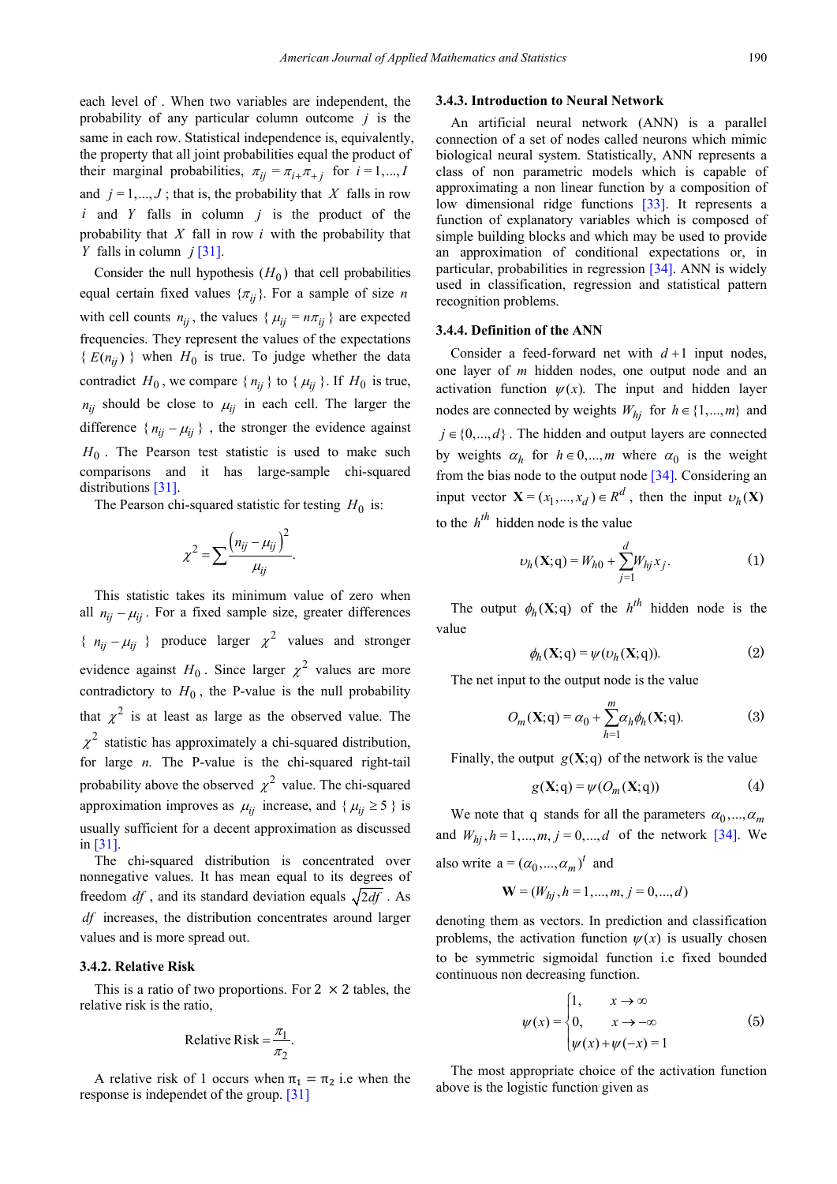each level of . When two variables are independent, the probability of any particular column outcome $j$ is the same in each row. Statistical independence is, equivalently, the property that all joint probabilities equal the product of their marginal probabilities, $\pi_{ij} = \pi_{i+}\pi_{+j}$ for $i = 1,...,I$ and $j = 1,...,J$ ; that is, the probability that $X$ falls in row $i$ and $Y$ falls in column $j$ is the product of the probability that $X$ fall in row $i$ with the probability that $Y$ falls in column $j$ [31].

Consider the null hypothesis $(H_0)$ that cell probabilities equal certain fixed values $\{\pi_{ij}\}$. For a sample of size $n$ with cell counts $n_{ij}$, the values $\{\mu_{ij} = n\pi_{ij}\}$ are expected frequencies. They represent the values of the expectations $\{E(n_{ij})\}$ when $H_0$ is true. To judge whether the data contradict $H_0$, we compare $\{n_{ij}\}$ to $\{\mu_{ij}\}$. If $H_0$ is true, $n_{ij}$ should be close to $\mu_{ij}$ in each cell. The larger the difference $\{n_{ij} - \mu_{ij}\}$, the stronger the evidence against $H_0$. The Pearson test statistic is used to make such comparisons and it has large-sample chi-squared distributions [31].

The Pearson chi-squared statistic for testing $H_0$ is:

$$\chi^2 = \sum \frac{\left(n_{ij} - \mu_{ij}\right)^2}{\mu_{ij}}.$$

This statistic takes its minimum value of zero when all $n_{ij} - \mu_{ij}$. For a fixed sample size, greater differences $\{n_{ij} - \mu_{ij}\}$ produce larger $\chi^2$ values and stronger evidence against $H_0$. Since larger $\chi^2$ values are more contradictory to $H_0$, the P-value is the null probability that $\chi^2$ is at least as large as the observed value. The $\chi^2$ statistic has approximately a chi-squared distribution, for large $n$. The P-value is the chi-squared right-tail probability above the observed $\chi^2$ value. The chi-squared approximation improves as $\mu_{ij}$ increase, and $\{\mu_{ij} \geq 5\}$ is usually sufficient for a decent approximation as discussed in [31].

The chi-squared distribution is concentrated over nonnegative values. It has mean equal to its degrees of freedom $df$, and its standard deviation equals $\sqrt{2df}$. As $df$ increases, the distribution concentrates around larger values and is more spread out.

### 3.4.2. Relative Risk

This is a ratio of two proportions. For 2 × 2 tables, the relative risk is the ratio,

$$\text{Relative Risk} = \frac{\pi_1}{\pi_2}.$$

A relative risk of 1 occurs when $\pi_1 = \pi_2$ i.e when the response is independet of the group. [31]

### 3.4.3. Introduction to Neural Network

An artificial neural network (ANN) is a parallel connection of a set of nodes called neurons which mimic biological neural system. Statistically, ANN represents a class of non parametric models which is capable of approximating a non linear function by a composition of low dimensional ridge functions [33]. It represents a function of explanatory variables which is composed of simple building blocks and which may be used to provide an approximation of conditional expectations or, in particular, probabilities in regression [34]. ANN is widely used in classification, regression and statistical pattern recognition problems.

### 3.4.4. Definition of the ANN

Consider a feed-forward net with $d+1$ input nodes, one layer of $m$ hidden nodes, one output node and an activation function $\psi(x)$. The input and hidden layer nodes are connected by weights $W_{hj}$ for $h \in \{1,...,m\}$ and $j \in \{0,...,d\}$. The hidden and output layers are connected by weights $\alpha_h$ for $h \in 0,...,m$ where $\alpha_0$ is the weight from the bias node to the output node [34]. Considering an input vector $\mathbf{X} = (x_1,...,x_d) \in R^d$, then the input $\upsilon_h(\mathbf{X})$ to the $h^{th}$ hidden node is the value

$$\upsilon_h(\mathbf{X};\text{q}) = W_{h0} + \sum_{j=1}^{d} W_{hj} x_j. \tag{1}$$

The output $\phi_h(\mathbf{X};\text{q})$ of the $h^{th}$ hidden node is the value

$$\phi_h(\mathbf{X};\text{q}) = \psi(\upsilon_h(\mathbf{X};\text{q})). \tag{2}$$

The net input to the output node is the value

$$O_m(\mathbf{X};\text{q}) = \alpha_0 + \sum_{h=1}^{m} \alpha_h \phi_h(\mathbf{X};\text{q}). \tag{3}$$

Finally, the output $g(\mathbf{X};\text{q})$ of the network is the value

$$g(\mathbf{X};\text{q}) = \psi(O_m(\mathbf{X};\text{q})) \tag{4}$$

We note that q stands for all the parameters $\alpha_0,...,\alpha_m$ and $W_{hj}, h = 1,...,m, j = 0,...,d$ of the network [34]. We also write $\text{a} = (\alpha_0,...,\alpha_m)^t$ and

$$\mathbf{W} = (W_{hj}, h = 1,...,m, j = 0,...,d)$$

denoting them as vectors. In prediction and classification problems, the activation function $\psi(x)$ is usually chosen to be symmetric sigmoidal function i.e fixed bounded continuous non decreasing function.

$$\psi(x) = \begin{cases} 1, & x \to \infty \\ 0, & x \to -\infty \\ \psi(x) + \psi(-x) = 1 & \end{cases} \tag{5}$$

The most appropriate choice of the activation function above is the logistic function given as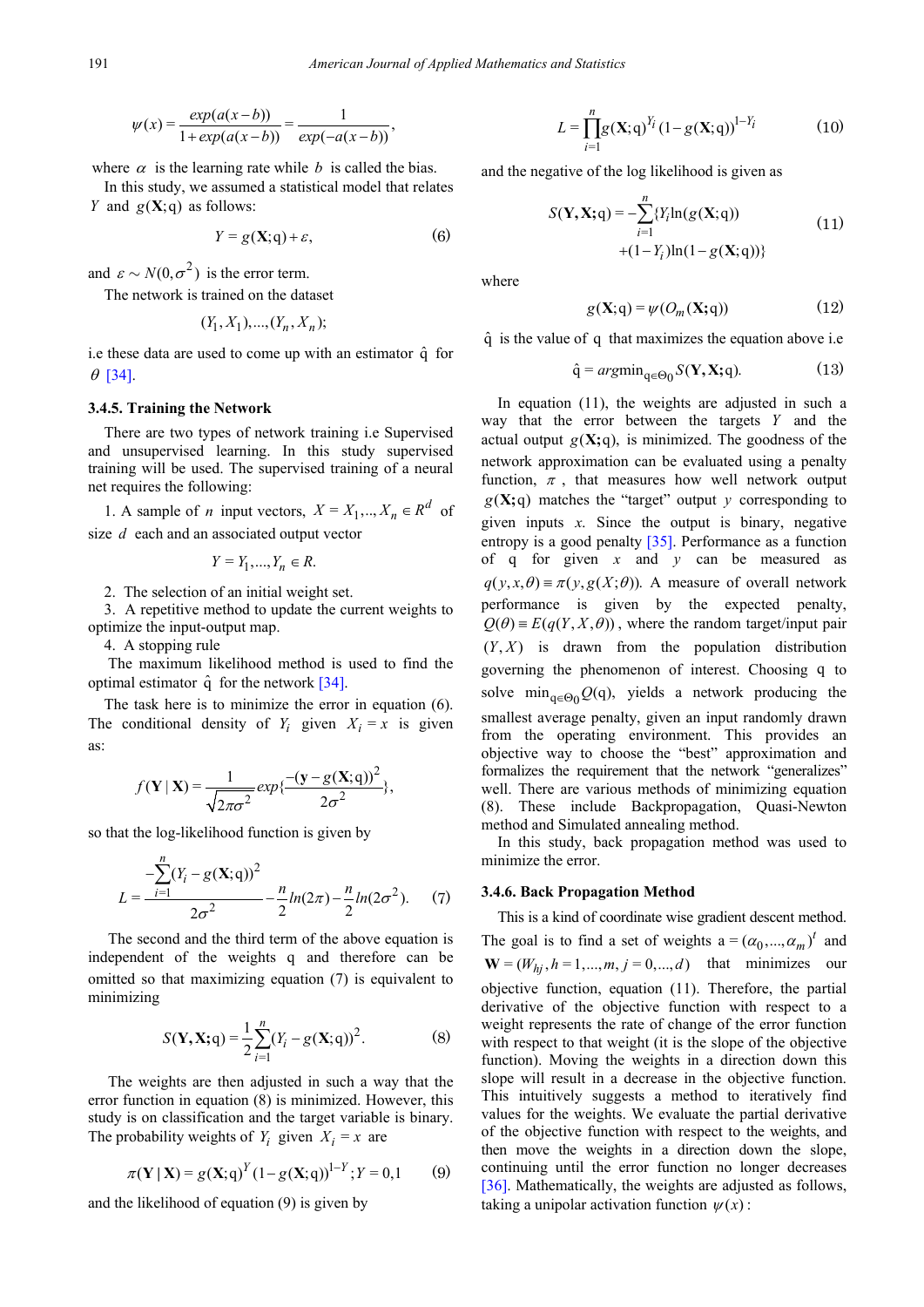$$\psi(x) = \frac{exp(a(x-b))}{1+exp(a(x-b))} = \frac{1}{exp(-a(x-b))},$$

where $\alpha$ is the learning rate while $b$ is called the bias.

In this study, we assumed a statistical model that relates $Y$ and $g(\mathbf{X};\mathrm{q})$ as follows:

$$Y = g(\mathbf{X};\mathrm{q}) + \varepsilon, \tag{6}$$

and $\varepsilon \sim N(0,\sigma^2)$ is the error term.

The network is trained on the dataset

$$(Y_1, X_1), ..., (Y_n, X_n);$$

i.e these data are used to come up with an estimator $\hat{\mathrm{q}}$ for $\theta$ [34].

### 3.4.5. Training the Network

There are two types of network training i.e Supervised and unsupervised learning. In this study supervised training will be used. The supervised training of a neural net requires the following:

1. A sample of $n$ input vectors, $X = X_1, .., X_n \in R^d$ of size $d$ each and an associated output vector

$$Y = Y_1, ..., Y_n \in R.$$

2. The selection of an initial weight set.
3. A repetitive method to update the current weights to optimize the input-output map.
4. A stopping rule

The maximum likelihood method is used to find the optimal estimator $\hat{\mathrm{q}}$ for the network [34].

The task here is to minimize the error in equation (6). The conditional density of $Y_i$ given $X_i = x$ is given as:

$$f(\mathbf{Y}\,|\,\mathbf{X}) = \frac{1}{\sqrt{2\pi\sigma^2}} exp\{\frac{-(\mathbf{y} - g(\mathbf{X};\mathrm{q}))^2}{2\sigma^2}\},$$

so that the log-likelihood function is given by

$$L = \frac{-\sum_{i=1}^{n}(Y_i - g(\mathbf{X};\mathrm{q}))^2}{2\sigma^2} - \frac{n}{2}ln(2\pi) - \frac{n}{2}ln(2\sigma^2). \tag{7}$$

The second and the third term of the above equation is independent of the weights q and therefore can be omitted so that maximizing equation (7) is equivalent to minimizing

$$S(\mathbf{Y},\mathbf{X};\mathrm{q}) = \frac{1}{2}\sum_{i=1}^{n}(Y_i - g(\mathbf{X};\mathrm{q}))^2. \tag{8}$$

The weights are then adjusted in such a way that the error function in equation (8) is minimized. However, this study is on classification and the target variable is binary. The probability weights of $Y_i$ given $X_i = x$ are

$$\pi(\mathbf{Y}\,|\,\mathbf{X}) = g(\mathbf{X};\mathrm{q})^Y (1 - g(\mathbf{X};\mathrm{q}))^{1-Y}; Y = 0,1 \tag{9}$$

and the likelihood of equation (9) is given by

$$L = \prod_{i=1}^{n} g(\mathbf{X};\mathrm{q})^{Y_i} (1 - g(\mathbf{X};\mathrm{q}))^{1-Y_i} \tag{10}$$

and the negative of the log likelihood is given as

$$S(\mathbf{Y},\mathbf{X};\mathrm{q}) = -\sum_{i=1}^{n}\{Y_i \ln(g(\mathbf{X};\mathrm{q})) + (1-Y_i)\ln(1-g(\mathbf{X};\mathrm{q}))\} \tag{11}$$

where

$$g(\mathbf{X};\mathrm{q}) = \psi(O_m(\mathbf{X};\mathrm{q})) \tag{12}$$

$\hat{\mathrm{q}}$ is the value of q that maximizes the equation above i.e

$$\hat{\mathrm{q}} = argmin_{\mathrm{q}\in\Theta_0} S(\mathbf{Y},\mathbf{X};\mathrm{q}). \tag{13}$$

In equation (11), the weights are adjusted in such a way that the error between the targets $Y$ and the actual output $g(\mathbf{X};\mathrm{q})$, is minimized. The goodness of the network approximation can be evaluated using a penalty function, $\pi$, that measures how well network output $g(\mathbf{X};\mathrm{q})$ matches the "target" output $y$ corresponding to given inputs $x$. Since the output is binary, negative entropy is a good penalty [35]. Performance as a function of q for given $x$ and $y$ can be measured as $q(y, x, \theta) \equiv \pi(y, g(X;\theta))$. A measure of overall network performance is given by the expected penalty, $Q(\theta) \equiv E(q(Y, X, \theta))$, where the random target/input pair $(Y, X)$ is drawn from the population distribution governing the phenomenon of interest. Choosing q to solve $\min_{\mathrm{q}\in\Theta_0} Q(\mathrm{q})$, yields a network producing the smallest average penalty, given an input randomly drawn from the operating environment. This provides an objective way to choose the "best" approximation and formalizes the requirement that the network "generalizes" well. There are various methods of minimizing equation (8). These include Backpropagation, Quasi-Newton method and Simulated annealing method.

In this study, back propagation method was used to minimize the error.

### 3.4.6. Back Propagation Method

This is a kind of coordinate wise gradient descent method. The goal is to find a set of weights $\mathrm{a} = (\alpha_0, ..., \alpha_m)^t$ and $\mathbf{W} = (W_{hj}, h = 1, ..., m, j = 0, ..., d)$ that minimizes our objective function, equation (11). Therefore, the partial derivative of the objective function with respect to a weight represents the rate of change of the error function with respect to that weight (it is the slope of the objective function). Moving the weights in a direction down this slope will result in a decrease in the objective function. This intuitively suggests a method to iteratively find values for the weights. We evaluate the partial derivative of the objective function with respect to the weights, and then move the weights in a direction down the slope, continuing until the error function no longer decreases [36]. Mathematically, the weights are adjusted as follows, taking a unipolar activation function $\psi(x)$: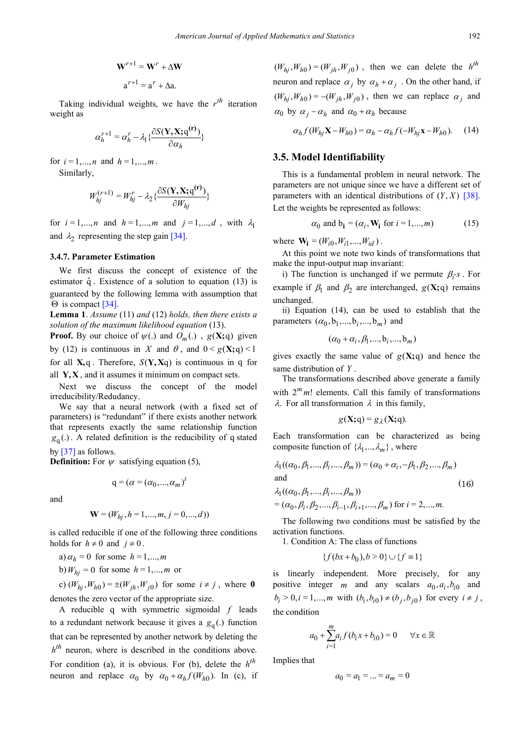$$\mathbf{W}^{r+1} = \mathbf{W}^r + \Delta\mathbf{W}$$

$$\mathrm{a}^{r+1} = \mathrm{a}^r + \Delta\mathrm{a}.$$

Taking individual weights, we have the $r^{th}$ iteration weight as

$$\alpha_h^{r+1} = \alpha_h^r - \lambda_1\{\frac{\partial S(\mathbf{Y},\mathbf{X};\mathrm{q}^{(\mathbf{r})})}{\partial \alpha_h}\}$$

for $i = 1,...,n$ and $h = 1,...,m$.

Similarly,

$$W_{hj}^{(r+1)} = W_{hj}^r - \lambda_2\{\frac{\partial S(\mathbf{Y},\mathbf{X};\mathrm{q}^{(\mathbf{r})})}{\partial W_{hj}}\}$$

for $i = 1,...,n$ and $h = 1,...,m$ and $j = 1,...,d$, with $\lambda_1$ and $\lambda_2$ representing the step gain [34].

#### 3.4.7. Parameter Estimation

We first discuss the concept of existence of the estimator $\hat{\mathrm{q}}$. Existence of a solution to equation (13) is guaranteed by the following lemma with assumption that $\Theta$ is compact [34].

**Lemma 1**. *Assume* (11) *and* (12) *holds, then there exists a solution of the maximum likelihood equation* (13).

**Proof.** By our choice of $\psi(.)$ and $O_m(.)$, $g(\mathbf{X};\mathrm{q})$ given by (12) is continuous in $X$ and $\theta$, and $0 < g(\mathbf{X};\mathrm{q}) < 1$ for all $\mathbf{X},\mathrm{q}$. Therefore, $S(\mathbf{Y},\mathbf{X}\mathrm{q})$ is continuous in q for all $\mathbf{Y},\mathbf{X}$, and it assumes it minimum on compact sets.

Next we discuss the concept of the model irreducibility/Redudancy.

We say that a neural network (with a fixed set of parameters) is "redundant" if there exists another network that represents exactly the same relationship function $g_{\mathrm{q}}(.)$. A related definition is the reducibility of q stated by [37] as follows.

**Definition:** For $\psi$ satisfying equation (5),

$$\mathrm{q} = (\alpha = (\alpha_0,...,\alpha_m)^t$$

and

$$\mathbf{W} = (W_{hj}, h = 1,...,m, j = 0,...,d))$$

is called reducible if one of the following three conditions holds for $h \neq 0$ and $j \neq 0$.

a) $\alpha_h = 0$ for some $h = 1,...,m$

b) $W_{hj} = 0$ for some $h = 1,...,m$ or

c) $(W_{hj}, W_{h0}) = \pm(W_{jh}, W_{j0})$ for some $i \neq j$, where $\mathbf{0}$ denotes the zero vector of the appropriate size.

A reducible q with symmetric sigmoidal $f$ leads to a redundant network because it gives a $g_{\mathrm{q}}(.)$ function that can be represented by another network by deleting the $h^{th}$ neuron, where is described in the conditions above. For condition (a), it is obvious. For (b), delete the $h^{th}$ neuron and replace $\alpha_0$ by $\alpha_0 + \alpha_h f(W_{h0})$. In (c), if $(W_{hj}, W_{h0}) = (W_{jh}, W_{j0})$, then we can delete the $h^{th}$ neuron and replace $\alpha_j$ by $\alpha_h + \alpha_j$. On the other hand, if $(W_{hj}, W_{h0}) = -(W_{jh}, W_{j0})$, then we can replace $\alpha_j$ and $\alpha_0$ by $\alpha_j - \alpha_h$ and $\alpha_0 + \alpha_h$ because

$$\alpha_h f(W_{hj}\mathbf{X} - W_{h0}) = \alpha_h - \alpha_h f(-W_{hj}\mathbf{x} - W_{h0}). \tag{14}$$

### 3.5. Model Identifiability

This is a fundamental problem in neural network. The parameters are not unique since we have a different set of parameters with an identical distributions of $(Y, X)$ [38]. Let the weights be represented as follows:

$$\alpha_0 \text{ and } \mathrm{b_i} = (\alpha_i, \mathbf{W_i} \text{ for } i = 1,...,m) \tag{15}$$

where $\mathbf{W_i} = (W_{i0}, W_{i1},...,W_{id})$.

At this point we note two kinds of transformations that make the input-output map invariant:

i) The function is unchanged if we permute $\beta_{i'}s$. For example if $\beta_1$ and $\beta_2$ are interchanged, $g(\mathbf{X};\mathrm{q})$ remains unchanged.

ii) Equation (14), can be used to establish that the parameters $(\alpha_0, \mathrm{b}_1,...,\mathrm{b}_i,...,\mathrm{b}_m)$ and

$$(\alpha_0 + \alpha_i, \beta_1,...,\mathrm{b}_i,...,\mathrm{b}_m)$$

gives exactly the same value of $g(\mathbf{X};\mathrm{q})$ and hence the same distribution of $Y$.

The transformations described above generate a family with $2^m m!$ elements. Call this family of transformations $\lambda$. For all transformation $\lambda$ in this family,

$$g(\mathbf{X};\mathrm{q}) = g_\lambda(\mathbf{X};\mathrm{q}).$$

Each transformation can be characterized as being composite function of $\{\lambda_1,..,\lambda_m\}$, where

$$\begin{aligned}
&\lambda_1((\alpha_0, \beta_1,...,\beta_i,...,\beta_m)) = (\alpha_0 + \alpha_i, -\beta_1, \beta_2,...,\beta_m) \\
&\text{and} \\
&\lambda_1((\alpha_0, \beta_1,...,\beta_i,...,\beta_m)) \\
&= (\alpha_0, \beta_i, \beta_2,...,\beta_{i-1}, \beta_{i+1},...,\beta_m) \text{ for } i = 2,...,m.
\end{aligned} \tag{16}$$

The following two conditions must be satisfied by the activation functions.

1. Condition A: The class of functions

$$\{f(bx + b_0), b > 0\} \cup \{f \equiv 1\}$$

is linearly independent. More precisely, for any positive integer $m$ and any scalars $a_0, a_i, b_{i0}$ and $b_i > 0, i = 1,...,m$ with $(b_i, b_{i0}) \neq (b_j, b_{j0})$ for every $i \neq j$, the condition

$$a_0 + \sum_{i=1}^{m} a_i f(b_i x + b_{i0}) = 0 \qquad \forall x \in \mathbb{R}$$

Implies that

$$a_0 = a_1 = ... = a_m = 0$$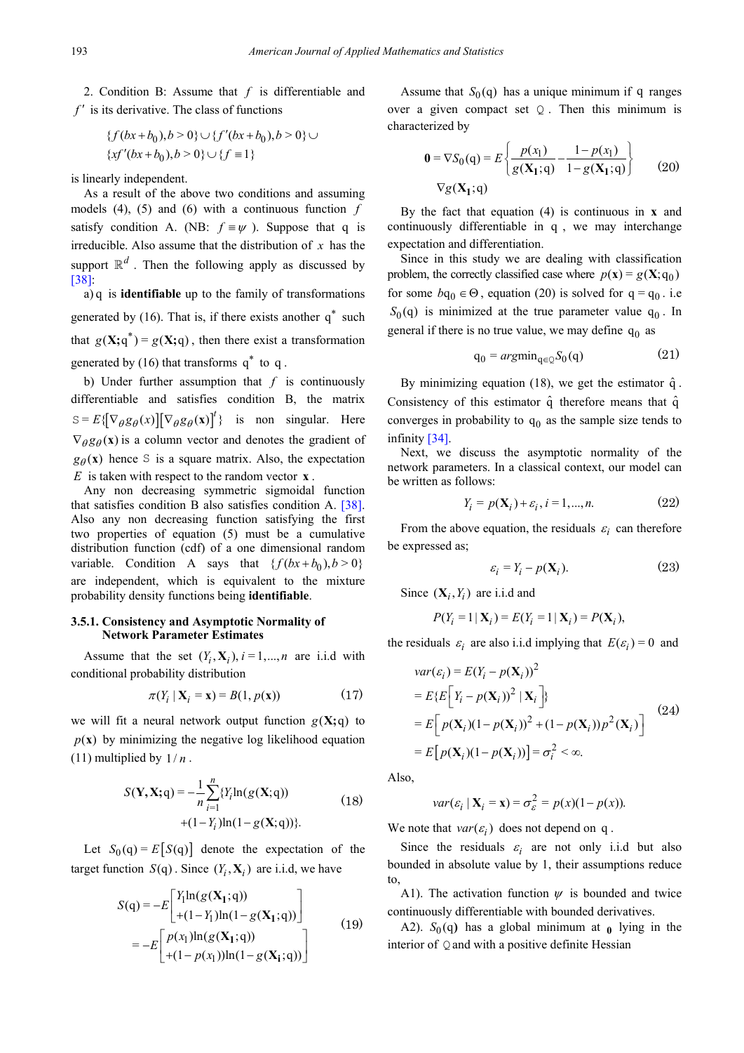2. Condition B: Assume that $f$ is differentiable and $f'$ is its derivative. The class of functions

$$\{f(bx+b_0), b>0\} \cup \{f'(bx+b_0), b>0\} \cup \{xf'(bx+b_0), b>0\} \cup \{f \equiv 1\}$$

is linearly independent.

As a result of the above two conditions and assuming models (4), (5) and (6) with a continuous function $f$ satisfy condition A. (NB: $f \equiv \psi$ ). Suppose that q is irreducible. Also assume that the distribution of $x$ has the support $\mathbb{R}^d$ . Then the following apply as discussed by [38]:

a) q is **identifiable** up to the family of transformations generated by (16). That is, if there exists another $q^*$ such that $g(\mathbf{X};q^*) = g(\mathbf{X};q)$ , then there exist a transformation generated by (16) that transforms $q^*$ to q .

b) Under further assumption that $f$ is continuously differentiable and satisfies condition B, the matrix $\mathbb{S} = E\{[\nabla_\theta g_\theta(x)][\nabla_\theta g_\theta(\mathbf{x})]^t\}$ is non singular. Here $\nabla_\theta g_\theta(\mathbf{x})$ is a column vector and denotes the gradient of $g_\theta(\mathbf{x})$ hence $\mathbb{S}$ is a square matrix. Also, the expectation $E$ is taken with respect to the random vector $\mathbf{x}$ .

Any non decreasing symmetric sigmoidal function that satisfies condition B also satisfies condition A. [38]. Also any non decreasing function satisfying the first two properties of equation (5) must be a cumulative distribution function (cdf) of a one dimensional random variable. Condition A says that $\{f(bx+b_0), b>0\}$ are independent, which is equivalent to the mixture probability density functions being **identifiable**.

### 3.5.1. Consistency and Asymptotic Normality of Network Parameter Estimates

Assume that the set $(Y_i, \mathbf{X}_i), i=1,...,n$ are i.i.d with conditional probability distribution

$$\pi(Y_i \mid \mathbf{X}_i = \mathbf{x}) = B(1, p(\mathbf{x})) \tag{17}$$

we will fit a neural network output function $g(\mathbf{X};q)$ to $p(\mathbf{x})$ by minimizing the negative log likelihood equation (11) multiplied by $1/n$ .

$$S(\mathbf{Y},\mathbf{X};q) = -\frac{1}{n}\sum_{i=1}^{n}\{Y_i \ln(g(\mathbf{X};q)) + (1-Y_i)\ln(1-g(\mathbf{X};q))\}. \tag{18}$$

Let $S_0(q) = E[S(q)]$ denote the expectation of the target function $S(q)$ . Since $(Y_i, \mathbf{X}_i)$ are i.i.d, we have

$$\begin{aligned} S(q) &= -E\left[\begin{matrix} Y_1 \ln(g(\mathbf{X_1};q)) \\ +(1-Y_1)\ln(1-g(\mathbf{X_1};q)) \end{matrix}\right] \\ &= -E\left[\begin{matrix} p(x_1)\ln(g(\mathbf{X_1};q)) \\ +(1-p(x_1))\ln(1-g(\mathbf{X_i};q)) \end{matrix}\right] \end{aligned} \tag{19}$$

Assume that $S_0(q)$ has a unique minimum if q ranges over a given compact set $\mathbb{Q}$ . Then this minimum is characterized by

$$\mathbf{0} = \nabla S_0(q) = E\left\{\frac{p(x_1)}{g(\mathbf{X_1};q)} - \frac{1-p(x_1)}{1-g(\mathbf{X_1};q)}\right\} \nabla g(\mathbf{X_1};q) \tag{20}$$

By the fact that equation (4) is continuous in $\mathbf{x}$ and continuously differentiable in q , we may interchange expectation and differentiation.

Since in this study we are dealing with classification problem, the correctly classified case where $p(\mathbf{x}) = g(\mathbf{X};q_0)$ for some $bq_0 \in \Theta$ , equation (20) is solved for $q = q_0$ . i.e $S_0(q)$ is minimized at the true parameter value $q_0$ . In general if there is no true value, we may define $q_0$ as

$$q_0 = argmin_{q \in \mathbb{Q}} S_0(q) \tag{21}$$

By minimizing equation (18), we get the estimator $\hat{q}$ . Consistency of this estimator $\hat{q}$ therefore means that $\hat{q}$ converges in probability to $q_0$ as the sample size tends to infinity [34].

Next, we discuss the asymptotic normality of the network parameters. In a classical context, our model can be written as follows:

$$Y_i = p(\mathbf{X}_i) + \varepsilon_i, i = 1,...,n. \tag{22}$$

From the above equation, the residuals $\varepsilon_i$ can therefore be expressed as;

$$\varepsilon_i = Y_i - p(\mathbf{X}_i). \tag{23}$$

Since $(\mathbf{X}_i, Y_i)$ are i.i.d and

$$P(Y_i = 1 \mid \mathbf{X}_i) = E(Y_i = 1 \mid \mathbf{X}_i) = P(\mathbf{X}_i),$$

the residuals $\varepsilon_i$ are also i.i.d implying that $E(\varepsilon_i) = 0$ and

$$\begin{aligned} var(\varepsilon_i) &= E(Y_i - p(\mathbf{X}_i))^2 \\ &= E\{E\left[Y_i - p(\mathbf{X}_i))^2 \mid \mathbf{X}_i\right]\} \\ &= E\left[p(\mathbf{X}_i)(1-p(\mathbf{X}_i))^2 + (1-p(\mathbf{X}_i))p^2(\mathbf{X}_i)\right] \\ &= E\left[p(\mathbf{X}_i)(1-p(\mathbf{X}_i))\right] = \sigma_i^2 < \infty. \end{aligned} \tag{24}$$

Also,

$$var(\varepsilon_i \mid \mathbf{X}_i = \mathbf{x}) = \sigma_\varepsilon^2 = p(x)(1-p(x)).$$

We note that $var(\varepsilon_i)$ does not depend on q .

Since the residuals $\varepsilon_i$ are not only i.i.d but also bounded in absolute value by 1, their assumptions reduce to,

A1). The activation function $\psi$ is bounded and twice continuously differentiable with bounded derivatives.

A2). $S_0(q)$ has a global minimum at $_{\mathbf{0}}$ lying in the interior of $\mathbb{Q}$ and with a positive definite Hessian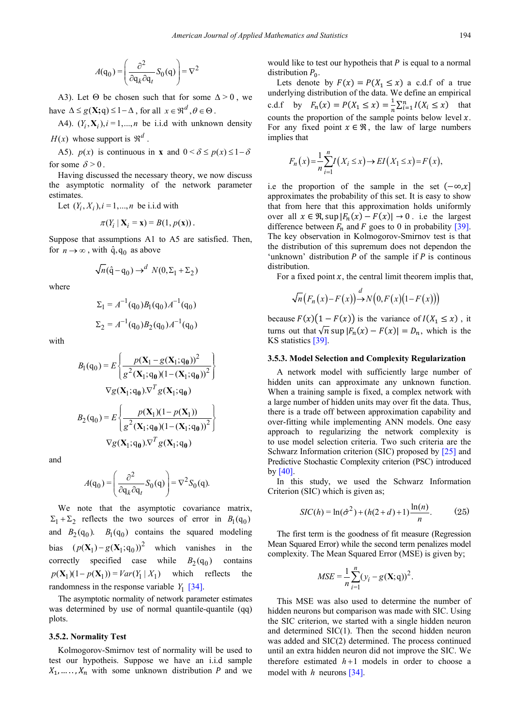$$A(\mathrm{q}_0) = \left( \frac{\partial^2}{\partial \mathrm{q}_k \partial \mathrm{q}_t} S_0(\mathrm{q}) \right) = \nabla^2$$

A3). Let $\Theta$ be chosen such that for some $\Delta > 0$, we have $\Delta \le g(\mathbf{X};\mathrm{q}) \le 1-\Delta$, for all $x \in \Re^d, \theta \in \Theta$.

A4). $(Y_i, \mathbf{X}_i), i = 1,...,n$ be i.i.d with unknown density $H(x)$ whose support is $\Re^d$.

A5). $p(x)$ is continuous in $\mathbf{x}$ and $0 < \delta \le p(x) \le 1-\delta$ for some $\delta > 0$.

Having discussed the necessary theory, we now discuss the asymptotic normality of the network parameter estimates.

Let $(Y_i, X_i), i = 1,...,n$ be i.i.d with

$$\pi(Y_i \mid \mathbf{X}_i = \mathbf{x}) = B(1, p(\mathbf{x})).$$

Suppose that assumptions A1 to A5 are satisfied. Then, for $n \to \infty$, with $\hat{\mathrm{q}}, \mathrm{q}_0$ as above

$$\sqrt{n}(\hat{\mathrm{q}} - \mathrm{q}_0) \to^d N(0, \Sigma_1 + \Sigma_2)$$

where

$$\Sigma_1 = A^{-1}(\mathrm{q}_0) B_1(\mathrm{q}_0) A^{-1}(\mathrm{q}_0)$$

$$\Sigma_2 = A^{-1}(\mathrm{q}_0) B_2(\mathrm{q}_0) A^{-1}(\mathrm{q}_0)$$

with

$$B_1(\mathrm{q}_0) = E\left\{ \frac{p(\mathbf{X}_1 - g(\mathbf{X}_1;\mathrm{q}_0))^2}{g^2(\mathbf{X}_1;\mathrm{q}_0)(1-(\mathbf{X}_1;\mathrm{q}_0))^2} \right\} \nabla g(\mathbf{X}_1;\mathrm{q}_0).\nabla^T g(\mathbf{X}_1;\mathrm{q}_0)$$

$$B_2(\mathrm{q}_0) = E\left\{ \frac{p(\mathbf{X}_1)(1-p(\mathbf{X}_1))}{g^2(\mathbf{X}_1;\mathrm{q}_0)(1-(\mathbf{X}_1;\mathrm{q}_0))^2} \right\} \nabla g(\mathbf{X}_1;\mathrm{q}_0).\nabla^T g(\mathbf{X}_1;\mathrm{q}_0)$$

and

$$A(\mathrm{q}_0) = \left( \frac{\partial^2}{\partial \mathrm{q}_k \partial \mathrm{q}_t} S_0(\mathrm{q}) \right) = \nabla^2 S_0(\mathrm{q}).$$

We note that the asymptotic covariance matrix, $\Sigma_1 + \Sigma_2$ reflects the two sources of error in $B_1(\mathrm{q}_0)$ and $B_2(\mathrm{q}_0)$. $B_1(\mathrm{q}_0)$ contains the squared modeling bias $(p(\mathbf{X}_1) - g(\mathbf{X}_1;\mathrm{q}_0))^2$ which vanishes in the correctly specified case while $B_2(\mathrm{q}_0)$ contains $p(\mathbf{X}_1)(1-p(\mathbf{X}_1)) = Var(Y_1 \mid X_1)$ which reflects the randomness in the response variable $Y_1$ [34].

The asymptotic normality of network parameter estimates was determined by use of normal quantile-quantile (qq) plots.

#### 3.5.2. Normality Test

Kolmogorov-Smirnov test of normality will be used to test our hypotheis. Suppose we have an i.i.d sample $X_1, \ldots, X_n$ with some unknown distribution $P$ and we would like to test our hypotheis that $P$ is equal to a normal distribution $P_0$.

Lets denote by $F(x) = P(X_1 \le x)$ a c.d.f of a true underlying distribution of the data. We define an empirical c.d.f by $F_n(x) = P(X_1 \le x) = \frac{1}{n}\sum_{i=1}^{n} I(X_i \le x)$ that counts the proportion of the sample points below level $x$. For any fixed point $x \in \Re$, the law of large numbers implies that

$$F_n(x) = \frac{1}{n}\sum_{i=1}^{n} I(X_i \le x) \to EI(X_1 \le x) = F(x),$$

i.e the proportion of the sample in the set $(-\infty, x]$ approximates the probability of this set. It is easy to show that from here that this approximation holds uniformly over all $x \in \Re, \sup|F_n(x) - F(x)| \to 0$. i.e the largest difference between $F_n$ and $F$ goes to 0 in probability [39]. The key observation in Kolmogorov-Smirnov test is that the distribution of this supremum does not dependon the 'unknown' distribution $P$ of the sample if $P$ is continous distribution.

For a fixed point $x$, the central limit theorem implis that,

$$\sqrt{n}\left(F_n(x) - F(x)\right) \xrightarrow{d} N\left(0, F(x)\left(1-F(x)\right)\right)$$

because $F(x)(1 - F(x))$ is the variance of $I(X_1 \le x)$, it turns out that $\sqrt{n} \sup|F_n(x) - F(x)| = D_n$, which is the KS statistic [39].

#### 3.5.3. Model Selection and Complexity Regularization

A network model with sufficiently large number of hidden units can approximate any unknown function. When a training sample is fixed, a complex network with a large number of hidden units may over fit the data. Thus, there is a trade off between approximation capability and over-fitting while implementing ANN models. One easy approach to regularizing the network complexity is to use model selection criteria. Two such criteria are the Schwarz Information criterion (SIC) proposed by [25] and Predictive Stochastic Complexity criterion (PSC) introduced by [40].

In this study, we used the Schwarz Information Criterion (SIC) which is given as;

$$SIC(h) = \ln(\hat{\sigma}^2) + (h(2+d)+1)\frac{\ln(n)}{n}. \tag{25}$$

The first term is the goodness of fit measure (Regression Mean Squared Error) while the second term penalizes model complexity. The Mean Squared Error (MSE) is given by;

$$MSE = \frac{1}{n}\sum_{i=1}^{n}(y_i - g(\mathbf{X};\mathrm{q}))^2.$$

This MSE was also used to determine the number of hidden neurons but comparison was made with SIC. Using the SIC criterion, we started with a single hidden neuron and determined SIC(1). Then the second hidden neuron was added and SIC(2) determined. The process continued until an extra hidden neuron did not improve the SIC. We therefore estimated $h+1$ models in order to choose a model with $h$ neurons [34].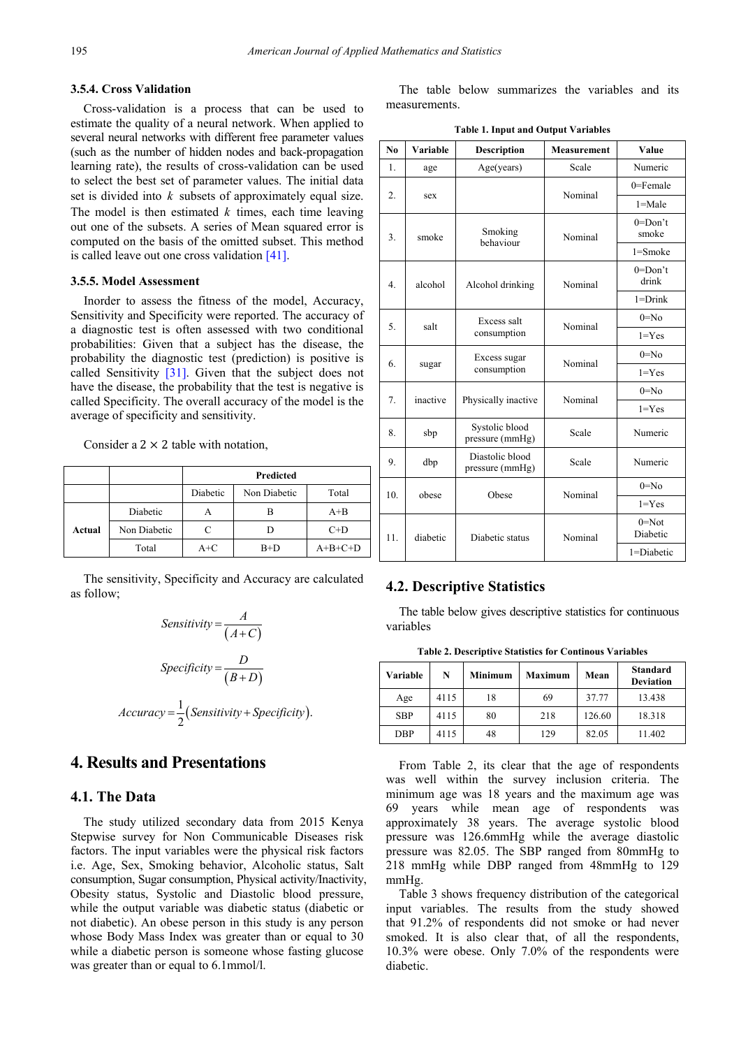### 3.5.4. Cross Validation

Cross-validation is a process that can be used to estimate the quality of a neural network. When applied to several neural networks with different free parameter values (such as the number of hidden nodes and back-propagation learning rate), the results of cross-validation can be used to select the best set of parameter values. The initial data set is divided into $k$ subsets of approximately equal size. The model is then estimated $k$ times, each time leaving out one of the subsets. A series of Mean squared error is computed on the basis of the omitted subset. This method is called leave out one cross validation [41].

### 3.5.5. Model Assessment

Inorder to assess the fitness of the model, Accuracy, Sensitivity and Specificity were reported. The accuracy of a diagnostic test is often assessed with two conditional probabilities: Given that a subject has the disease, the probability the diagnostic test (prediction) is positive is called Sensitivity [31]. Given that the subject does not have the disease, the probability that the test is negative is called Specificity. The overall accuracy of the model is the average of specificity and sensitivity.

Consider a $2 \times 2$ table with notation,

| | | Predicted | | |
|---|---|---|---|---|
| | | Diabetic | Non Diabetic | Total |
| **Actual** | Diabetic | A | B | A+B |
| | Non Diabetic | C | D | C+D |
| | Total | A+C | B+D | A+B+C+D |

The sensitivity, Specificity and Accuracy are calculated as follow;

$$Sensitivity = \frac{A}{(A+C)}$$

$$Specificity = \frac{D}{(B+D)}$$

$$Accuracy = \frac{1}{2}(Sensitivity + Specificity).$$

## 4. Results and Presentations

### 4.1. The Data

The study utilized secondary data from 2015 Kenya Stepwise survey for Non Communicable Diseases risk factors. The input variables were the physical risk factors i.e. Age, Sex, Smoking behavior, Alcoholic status, Salt consumption, Sugar consumption, Physical activity/Inactivity, Obesity status, Systolic and Diastolic blood pressure, while the output variable was diabetic status (diabetic or not diabetic). An obese person in this study is any person whose Body Mass Index was greater than or equal to 30 while a diabetic person is someone whose fasting glucose was greater than or equal to 6.1mmol/l.

The table below summarizes the variables and its measurements.

**Table 1. Input and Output Variables**

| No | Variable | Description | Measurement | Value |
|---|---|---|---|---|
| 1. | age | Age(years) | Scale | Numeric |
| 2. | sex | | Nominal | 0=Female |
| | | | | 1=Male |
| 3. | smoke | Smoking behaviour | Nominal | 0=Don't smoke |
| | | | | 1=Smoke |
| 4. | alcohol | Alcohol drinking | Nominal | 0=Don't drink |
| | | | | 1=Drink |
| 5. | salt | Excess salt consumption | Nominal | 0=No |
| | | | | 1=Yes |
| 6. | sugar | Excess sugar consumption | Nominal | 0=No |
| | | | | 1=Yes |
| 7. | inactive | Physically inactive | Nominal | 0=No |
| | | | | 1=Yes |
| 8. | sbp | Systolic blood pressure (mmHg) | Scale | Numeric |
| 9. | dbp | Diastolic blood pressure (mmHg) | Scale | Numeric |
| 10. | obese | Obese | Nominal | 0=No |
| | | | | 1=Yes |
| 11. | diabetic | Diabetic status | Nominal | 0=Not Diabetic |
| | | | | 1=Diabetic |

### 4.2. Descriptive Statistics

The table below gives descriptive statistics for continuous variables

**Table 2. Descriptive Statistics for Continous Variables**

| Variable | N | Minimum | Maximum | Mean | Standard Deviation |
|---|---|---|---|---|---|
| Age | 4115 | 18 | 69 | 37.77 | 13.438 |
| SBP | 4115 | 80 | 218 | 126.60 | 18.318 |
| DBP | 4115 | 48 | 129 | 82.05 | 11.402 |

From Table 2, its clear that the age of respondents was well within the survey inclusion criteria. The minimum age was 18 years and the maximum age was 69 years while mean age of respondents was approximately 38 years. The average systolic blood pressure was 126.6mmHg while the average diastolic pressure was 82.05. The SBP ranged from 80mmHg to 218 mmHg while DBP ranged from 48mmHg to 129 mmHg.

Table 3 shows frequency distribution of the categorical input variables. The results from the study showed that 91.2% of respondents did not smoke or had never smoked. It is also clear that, of all the respondents, 10.3% were obese. Only 7.0% of the respondents were diabetic.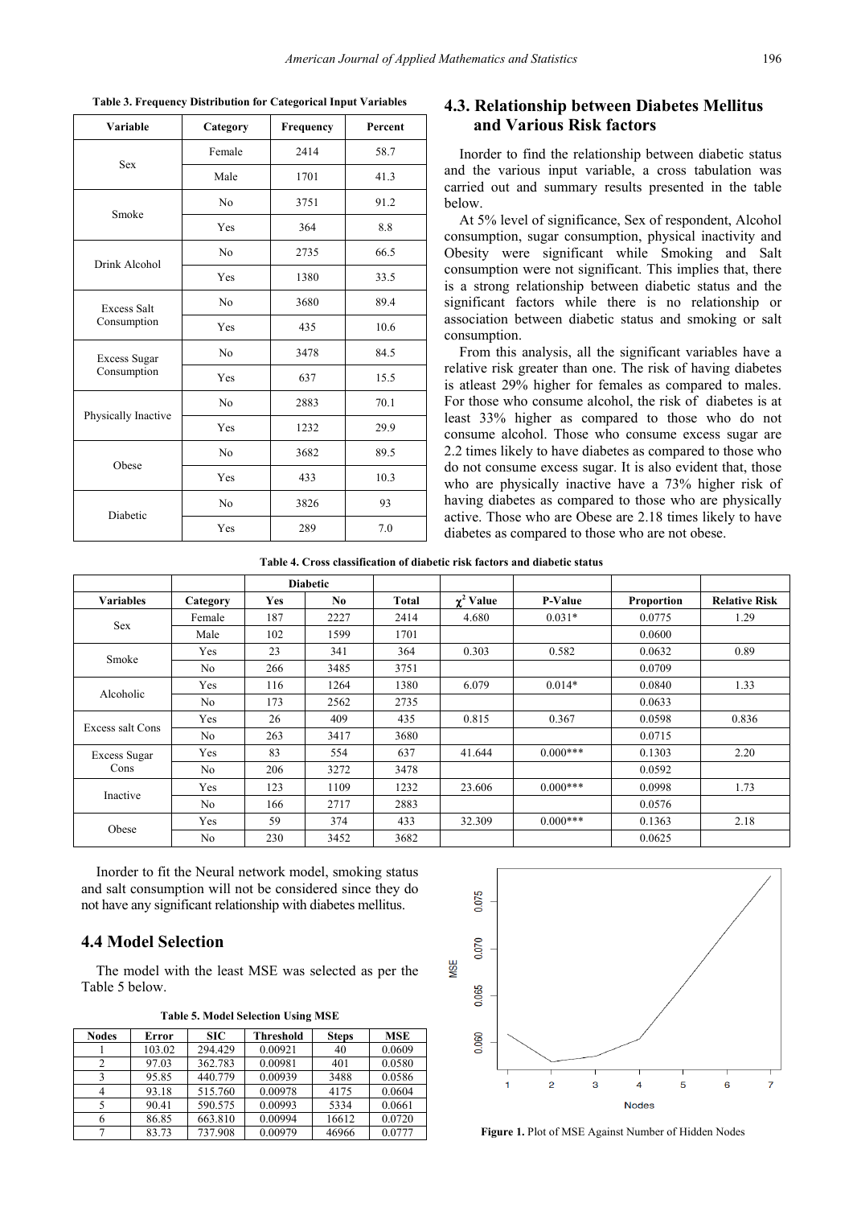**Table 3. Frequency Distribution for Categorical Input Variables**

| Variable | Category | Frequency | Percent |
|---|---|---|---|
| Sex | Female | 2414 | 58.7 |
| | Male | 1701 | 41.3 |
| Smoke | No | 3751 | 91.2 |
| | Yes | 364 | 8.8 |
| Drink Alcohol | No | 2735 | 66.5 |
| | Yes | 1380 | 33.5 |
| Excess Salt Consumption | No | 3680 | 89.4 |
| | Yes | 435 | 10.6 |
| Excess Sugar Consumption | No | 3478 | 84.5 |
| | Yes | 637 | 15.5 |
| Physically Inactive | No | 2883 | 70.1 |
| | Yes | 1232 | 29.9 |
| Obese | No | 3682 | 89.5 |
| | Yes | 433 | 10.3 |
| Diabetic | No | 3826 | 93 |
| | Yes | 289 | 7.0 |

## 4.3. Relationship between Diabetes Mellitus and Various Risk factors

Inorder to find the relationship between diabetic status and the various input variable, a cross tabulation was carried out and summary results presented in the table below.

At 5% level of significance, Sex of respondent, Alcohol consumption, sugar consumption, physical inactivity and Obesity were significant while Smoking and Salt consumption were not significant. This implies that, there is a strong relationship between diabetic status and the significant factors while there is no relationship or association between diabetic status and smoking or salt consumption.

From this analysis, all the significant variables have a relative risk greater than one. The risk of having diabetes is atleast 29% higher for females as compared to males. For those who consume alcohol, the risk of diabetes is at least 33% higher as compared to those who do not consume alcohol. Those who consume excess sugar are 2.2 times likely to have diabetes as compared to those who do not consume excess sugar. It is also evident that, those who are physically inactive have a 73% higher risk of having diabetes as compared to those who are physically active. Those who are Obese are 2.18 times likely to have diabetes as compared to those who are not obese.

**Table 4. Cross classification of diabetic risk factors and diabetic status**

| | | Diabetic | | | | | | |
|---|---|---|---|---|---|---|---|---|
| Variables | Category | Yes | No | Total | $\chi^2$ Value | P-Value | Proportion | Relative Risk |
| Sex | Female | 187 | 2227 | 2414 | 4.680 | 0.031* | 0.0775 | 1.29 |
| | Male | 102 | 1599 | 1701 | | | 0.0600 | |
| Smoke | Yes | 23 | 341 | 364 | 0.303 | 0.582 | 0.0632 | 0.89 |
| | No | 266 | 3485 | 3751 | | | 0.0709 | |
| Alcoholic | Yes | 116 | 1264 | 1380 | 6.079 | 0.014* | 0.0840 | 1.33 |
| | No | 173 | 2562 | 2735 | | | 0.0633 | |
| Excess salt Cons | Yes | 26 | 409 | 435 | 0.815 | 0.367 | 0.0598 | 0.836 |
| | No | 263 | 3417 | 3680 | | | 0.0715 | |
| Excess Sugar Cons | Yes | 83 | 554 | 637 | 41.644 | 0.000*** | 0.1303 | 2.20 |
| | No | 206 | 3272 | 3478 | | | 0.0592 | |
| Inactive | Yes | 123 | 1109 | 1232 | 23.606 | 0.000*** | 0.0998 | 1.73 |
| | No | 166 | 2717 | 2883 | | | 0.0576 | |
| Obese | Yes | 59 | 374 | 433 | 32.309 | 0.000*** | 0.1363 | 2.18 |
| | No | 230 | 3452 | 3682 | | | 0.0625 | |

Inorder to fit the Neural network model, smoking status and salt consumption will not be considered since they do not have any significant relationship with diabetes mellitus.

## 4.4 Model Selection

The model with the least MSE was selected as per the Table 5 below.

**Table 5. Model Selection Using MSE**

| Nodes | Error | SIC | Threshold | Steps | MSE |
|---|---|---|---|---|---|
| 1 | 103.02 | 294.429 | 0.00921 | 40 | 0.0609 |
| 2 | 97.03 | 362.783 | 0.00981 | 401 | 0.0580 |
| 3 | 95.85 | 440.779 | 0.00939 | 3488 | 0.0586 |
| 4 | 93.18 | 515.760 | 0.00978 | 4175 | 0.0604 |
| 5 | 90.41 | 590.575 | 0.00993 | 5334 | 0.0661 |
| 6 | 86.85 | 663.810 | 0.00994 | 16612 | 0.0720 |
| 7 | 83.73 | 737.908 | 0.00979 | 46966 | 0.0777 |

**Figure 1.** Plot of MSE Against Number of Hidden Nodes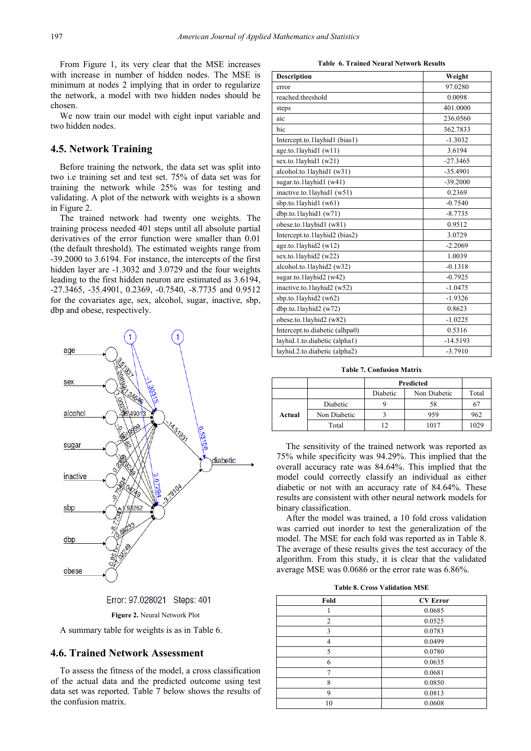From Figure 1, its very clear that the MSE increases with increase in number of hidden nodes. The MSE is minimum at nodes 2 implying that in order to regularize the network, a model with two hidden nodes should be chosen.

We now train our model with eight input variable and two hidden nodes.

## 4.5. Network Training

Before training the network, the data set was split into two i.e training set and test set. 75% of data set was for training the network while 25% was for testing and validating. A plot of the network with weights is a shown in Figure 2.

The trained network had twenty one weights. The training process needed 401 steps until all absolute partial derivatives of the error function were smaller than 0.01 (the default threshold). The estimated weights range from -39.2000 to 3.6194. For instance, the intercepts of the first hidden layer are -1.3032 and 3.0729 and the four weights leading to the first hidden neuron are estimated as 3.6194, -27.3465, -35.4901, 0.2369, -0.7540, -8.7735 and 0.9512 for the covariates age, sex, alcohol, sugar, inactive, sbp, dbp and obese, respectively.

Error: 97.028021 Steps: 401

**Figure 2.** Neural Network Plot

A summary table for weights is as in Table 6.

**Table 6. Trained Neural Network Results**

| Description | Weight |
|---|---|
| error | 97.0280 |
| reached.threshold | 0.0098 |
| steps | 401.0000 |
| aic | 236.0560 |
| bic | 362.7833 |
| Intercept.to.1layhid1 (bias1) | -1.3032 |
| age.to.1layhid1 (w11) | 3.6194 |
| sex.to.1layhid1 (w21) | -27.3465 |
| alcohol.to.1layhid1 (w31) | -35.4901 |
| sugar.to.1layhid1 (w41) | -39.2000 |
| inactive.to.1layhid1 (w51) | 0.2369 |
| sbp.to.1layhid1 (w61) | -0.7540 |
| dbp.to.1layhid1 (w71) | -8.7735 |
| obese.to.1layhid1 (w81) | 0.9512 |
| Intercept.to.1layhid2 (bias2) | 3.0729 |
| age.to.1layhid2 (w12) | -2.2069 |
| sex.to.1layhid2 (w22) | 1.0039 |
| alcohol.to.1layhid2 (w32) | -0.1318 |
| sugar.to.1layhid2 (w42) | -0.7925 |
| inactive.to.1layhid2 (w52) | -1.0475 |
| sbp.to.1layhid2 (w62) | -1.9326 |
| dbp.to.1layhid2 (w72) | 0.8623 |
| obese.to.1layhid2 (w82) | -1.0225 |
| Intercept.to.diabetic (alhpa0) | 0.5316 |
| layhid.1.to.diabetic (alpha1) | -14.5193 |
| layhid.2.to.diabetic (alpha2) | -3.7910 |

## 4.6. Trained Network Assessment

To assess the fitness of the model, a cross classification of the actual data and the predicted outcome using test data set was reported. Table 7 below shows the results of the confusion matrix.

**Table 7. Confusion Matrix**

| | | Predicted | | |
|---|---|---|---|---|
| | | Diabetic | Non Diabetic | Total |
| Actual | Diabetic | 9 | 58 | 67 |
| | Non Diabetic | 3 | 959 | 962 |
| | Total | 12 | 1017 | 1029 |

The sensitivity of the trained network was reported as 75% while specificity was 94.29%. This implied that the overall accuracy rate was 84.64%. This implied that the model could correctly classify an individual as either diabetic or not with an accuracy rate of 84.64%. These results are consistent with other neural network models for binary classification.

After the model was trained, a 10 fold cross validation was carried out inorder to test the generalization of the model. The MSE for each fold was reported as in Table 8. The average of these results gives the test accuracy of the algorithm. From this study, it is clear that the validated average MSE was 0.0686 or the error rate was 6.86%.

**Table 8. Cross Validation MSE**

| Fold | CV Error |
|---|---|
| 1 | 0.0685 |
| 2 | 0.0525 |
| 3 | 0.0783 |
| 4 | 0.0499 |
| 5 | 0.0780 |
| 6 | 0.0635 |
| 7 | 0.0681 |
| 8 | 0.0850 |
| 9 | 0.0813 |
| 10 | 0.0608 |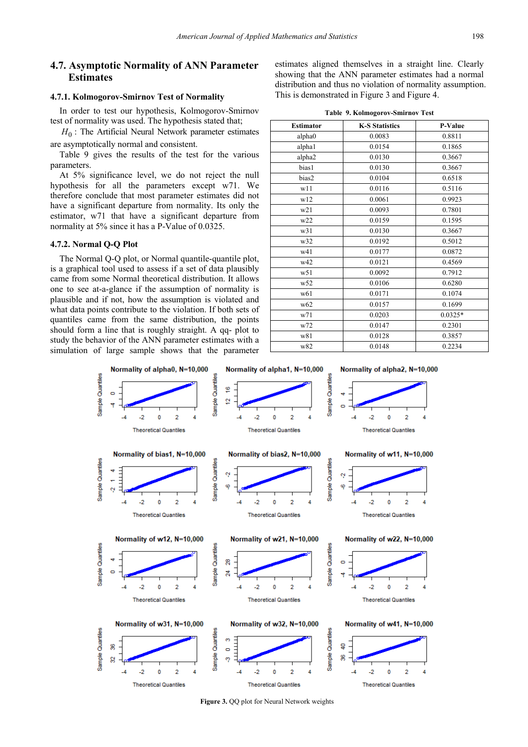## 4.7. Asymptotic Normality of ANN Parameter Estimates

### 4.7.1. Kolmogorov-Smirnov Test of Normality

In order to test our hypothesis, Kolmogorov-Smirnov test of normality was used. The hypothesis stated that;

$H_0$ : The Artificial Neural Network parameter estimates are asymptotically normal and consistent.

Table 9 gives the results of the test for the various parameters.

At 5% significance level, we do not reject the null hypothesis for all the parameters except w71. We therefore conclude that most parameter estimates did not have a significant departure from normality. Its only the estimator, w71 that have a significant departure from normality at 5% since it has a P-Value of 0.0325.

### 4.7.2. Normal Q-Q Plot

The Normal Q-Q plot, or Normal quantile-quantile plot, is a graphical tool used to assess if a set of data plausibly came from some Normal theoretical distribution. It allows one to see at-a-glance if the assumption of normality is plausible and if not, how the assumption is violated and what data points contribute to the violation. If both sets of quantiles came from the same distribution, the points should form a line that is roughly straight. A qq- plot to study the behavior of the ANN parameter estimates with a simulation of large sample shows that the parameter estimates aligned themselves in a straight line. Clearly showing that the ANN parameter estimates had a normal distribution and thus no violation of normality assumption. This is demonstrated in Figure 3 and Figure 4.

**Table 9. Kolmogorov-Smirnov Test**

| Estimator | K-S Statistics | P-Value |
|---|---|---|
| alpha0 | 0.0083 | 0.8811 |
| alpha1 | 0.0154 | 0.1865 |
| alpha2 | 0.0130 | 0.3667 |
| bias1 | 0.0130 | 0.3667 |
| bias2 | 0.0104 | 0.6518 |
| w11 | 0.0116 | 0.5116 |
| w12 | 0.0061 | 0.9923 |
| w21 | 0.0093 | 0.7801 |
| w22 | 0.0159 | 0.1595 |
| w31 | 0.0130 | 0.3667 |
| w32 | 0.0192 | 0.5012 |
| w41 | 0.0177 | 0.0872 |
| w42 | 0.0121 | 0.4569 |
| w51 | 0.0092 | 0.7912 |
| w52 | 0.0106 | 0.6280 |
| w61 | 0.0171 | 0.1074 |
| w62 | 0.0157 | 0.1699 |
| w71 | 0.0203 | 0.0325* |
| w72 | 0.0147 | 0.2301 |
| w81 | 0.0128 | 0.3857 |
| w82 | 0.0148 | 0.2234 |

**Figure 3.** QQ plot for Neural Network weights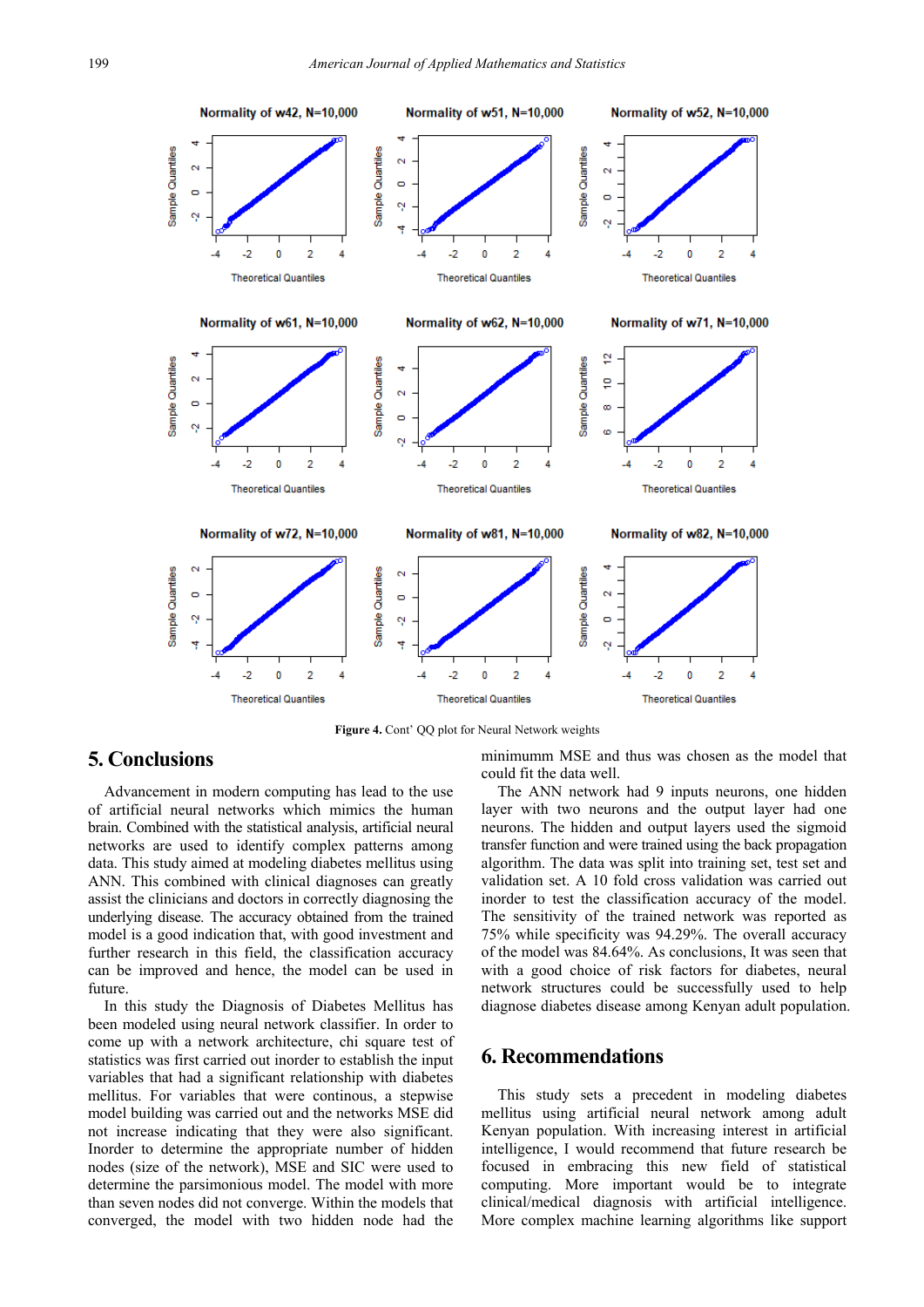Figure 4. Cont' QQ plot for Neural Network weights

## 5. Conclusions

Advancement in modern computing has lead to the use of artificial neural networks which mimics the human brain. Combined with the statistical analysis, artificial neural networks are used to identify complex patterns among data. This study aimed at modeling diabetes mellitus using ANN. This combined with clinical diagnoses can greatly assist the clinicians and doctors in correctly diagnosing the underlying disease. The accuracy obtained from the trained model is a good indication that, with good investment and further research in this field, the classification accuracy can be improved and hence, the model can be used in future.

In this study the Diagnosis of Diabetes Mellitus has been modeled using neural network classifier. In order to come up with a network architecture, chi square test of statistics was first carried out inorder to establish the input variables that had a significant relationship with diabetes mellitus. For variables that were continous, a stepwise model building was carried out and the networks MSE did not increase indicating that they were also significant. Inorder to determine the appropriate number of hidden nodes (size of the network), MSE and SIC were used to determine the parsimonious model. The model with more than seven nodes did not converge. Within the models that converged, the model with two hidden node had the minimumm MSE and thus was chosen as the model that could fit the data well.

The ANN network had 9 inputs neurons, one hidden layer with two neurons and the output layer had one neurons. The hidden and output layers used the sigmoid transfer function and were trained using the back propagation algorithm. The data was split into training set, test set and validation set. A 10 fold cross validation was carried out inorder to test the classification accuracy of the model. The sensitivity of the trained network was reported as 75% while specificity was 94.29%. The overall accuracy of the model was 84.64%. As conclusions, It was seen that with a good choice of risk factors for diabetes, neural network structures could be successfully used to help diagnose diabetes disease among Kenyan adult population.

## 6. Recommendations

This study sets a precedent in modeling diabetes mellitus using artificial neural network among adult Kenyan population. With increasing interest in artificial intelligence, I would recommend that future research be focused in embracing this new field of statistical computing. More important would be to integrate clinical/medical diagnosis with artificial intelligence. More complex machine learning algorithms like support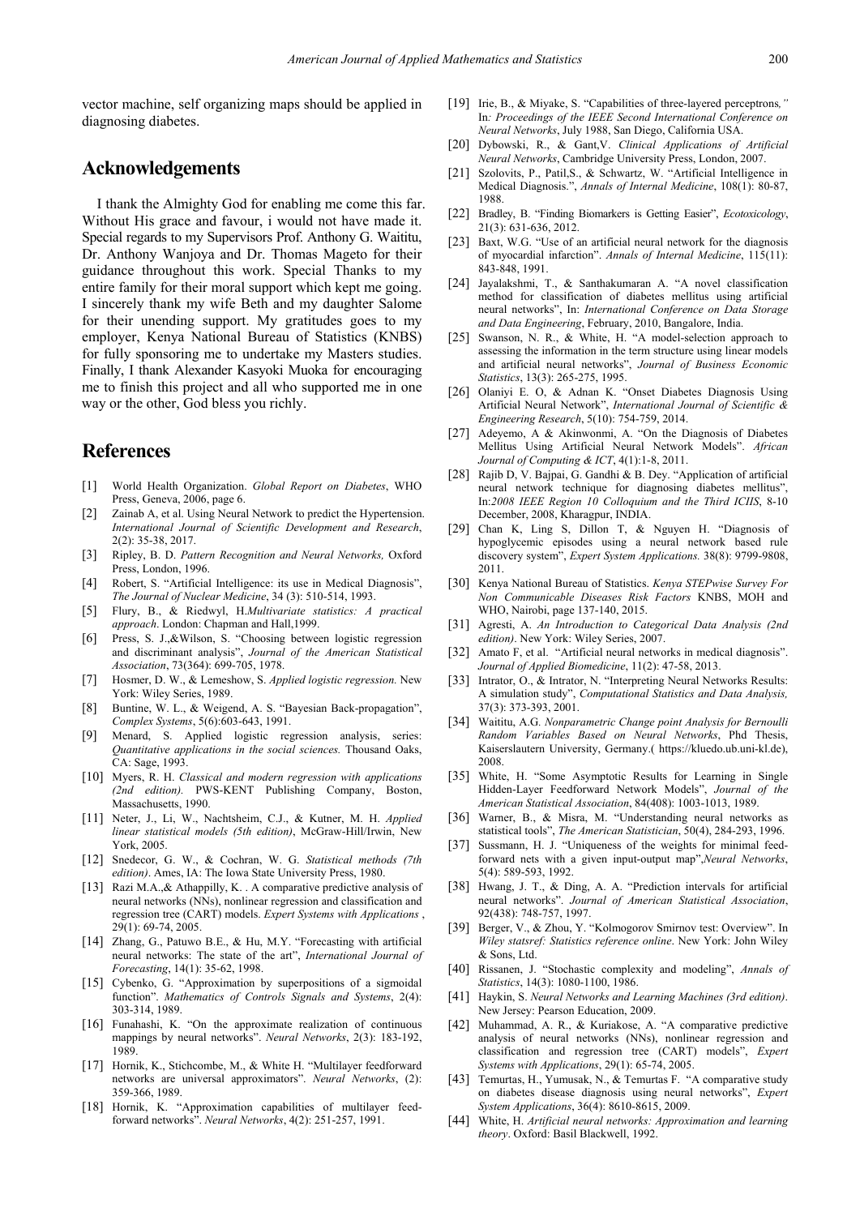vector machine, self organizing maps should be applied in diagnosing diabetes.

## Acknowledgements

I thank the Almighty God for enabling me come this far. Without His grace and favour, i would not have made it. Special regards to my Supervisors Prof. Anthony G. Waititu, Dr. Anthony Wanjoya and Dr. Thomas Mageto for their guidance throughout this work. Special Thanks to my entire family for their moral support which kept me going. I sincerely thank my wife Beth and my daughter Salome for their unending support. My gratitudes goes to my employer, Kenya National Bureau of Statistics (KNBS) for fully sponsoring me to undertake my Masters studies. Finally, I thank Alexander Kasyoki Muoka for encouraging me to finish this project and all who supported me in one way or the other, God bless you richly.

## References

[1] World Health Organization. *Global Report on Diabetes*, WHO Press, Geneva, 2006, page 6.

[2] Zainab A, et al. Using Neural Network to predict the Hypertension. *International Journal of Scientific Development and Research*, 2(2): 35-38, 2017.

[3] Ripley, B. D. *Pattern Recognition and Neural Networks,* Oxford Press, London, 1996.

[4] Robert, S. "Artificial Intelligence: its use in Medical Diagnosis", *The Journal of Nuclear Medicine*, 34 (3): 510-514, 1993.

[5] Flury, B., & Riedwyl, H.*Multivariate statistics: A practical approach*. London: Chapman and Hall,1999.

[6] Press, S. J.,&Wilson, S. "Choosing between logistic regression and discriminant analysis", *Journal of the American Statistical Association*, 73(364): 699-705, 1978.

[7] Hosmer, D. W., & Lemeshow, S. *Applied logistic regression.* New York: Wiley Series, 1989.

[8] Buntine, W. L., & Weigend, A. S. "Bayesian Back-propagation", *Complex Systems*, 5(6):603-643, 1991.

[9] Menard, S. Applied logistic regression analysis, series: *Quantitative applications in the social sciences.* Thousand Oaks, CA: Sage, 1993.

[10] Myers, R. H. *Classical and modern regression with applications (2nd edition).* PWS-KENT Publishing Company, Boston, Massachusetts, 1990.

[11] Neter, J., Li, W., Nachtsheim, C.J., & Kutner, M. H. *Applied linear statistical models (5th edition)*, McGraw-Hill/Irwin, New York, 2005.

[12] Snedecor, G. W., & Cochran, W. G. *Statistical methods (7th edition)*. Ames, IA: The Iowa State University Press, 1980.

[13] Razi M.A.,& Athappilly, K. . A comparative predictive analysis of neural networks (NNs), nonlinear regression and classification and regression tree (CART) models. *Expert Systems with Applications* , 29(1): 69-74, 2005.

[14] Zhang, G., Patuwo B.E., & Hu, M.Y. "Forecasting with artificial neural networks: The state of the art", *International Journal of Forecasting*, 14(1): 35-62, 1998.

[15] Cybenko, G. "Approximation by superpositions of a sigmoidal function". *Mathematics of Controls Signals and Systems*, 2(4): 303-314, 1989.

[16] Funahashi, K. "On the approximate realization of continuous mappings by neural networks". *Neural Networks*, 2(3): 183-192, 1989.

[17] Hornik, K., Stichcombe, M., & White H. "Multilayer feedforward networks are universal approximators". *Neural Networks*, (2): 359-366, 1989.

[18] Hornik, K. "Approximation capabilities of multilayer feed-forward networks". *Neural Networks*, 4(2): 251-257, 1991.

[19] Irie, B., & Miyake, S. "Capabilities of three-layered perceptrons*,"* In*: Proceedings of the IEEE Second International Conference on Neural Networks*, July 1988, San Diego, California USA.

[20] Dybowski, R., & Gant,V. *Clinical Applications of Artificial Neural Networks*, Cambridge University Press, London, 2007.

[21] Szolovits, P., Patil,S., & Schwartz, W. "Artificial Intelligence in Medical Diagnosis.", *Annals of Internal Medicine*, 108(1): 80-87, 1988.

[22] Bradley, B. "Finding Biomarkers is Getting Easier", *Ecotoxicology*, 21(3): 631-636, 2012.

[23] Baxt, W.G. "Use of an artificial neural network for the diagnosis of myocardial infarction". *Annals of Internal Medicine*, 115(11): 843-848, 1991.

[24] Jayalakshmi, T., & Santhakumaran A. "A novel classification method for classification of diabetes mellitus using artificial neural networks", In: *International Conference on Data Storage and Data Engineering*, February, 2010, Bangalore, India.

[25] Swanson, N. R., & White, H. "A model-selection approach to assessing the information in the term structure using linear models and artificial neural networks", *Journal of Business Economic Statistics*, 13(3): 265-275, 1995.

[26] Olaniyi E. O, & Adnan K. "Onset Diabetes Diagnosis Using Artificial Neural Network", *International Journal of Scientific & Engineering Research*, 5(10): 754-759, 2014.

[27] Adeyemo, A & Akinwonmi, A. "On the Diagnosis of Diabetes Mellitus Using Artificial Neural Network Models". *African Journal of Computing & ICT*, 4(1):1-8, 2011.

[28] Rajib D, V. Bajpai, G. Gandhi & B. Dey. "Application of artificial neural network technique for diagnosing diabetes mellitus", In:*2008 IEEE Region 10 Colloquium and the Third ICIIS*, 8-10 December, 2008, Kharagpur, INDIA.

[29] Chan K, Ling S, Dillon T, & Nguyen H. "Diagnosis of hypoglycemic episodes using a neural network based rule discovery system", *Expert System Applications.* 38(8): 9799-9808, 2011.

[30] Kenya National Bureau of Statistics. *Kenya STEPwise Survey For Non Communicable Diseases Risk Factors* KNBS, MOH and WHO, Nairobi, page 137-140, 2015.

[31] Agresti, A. *An Introduction to Categorical Data Analysis (2nd edition)*. New York: Wiley Series, 2007.

[32] Amato F, et al. "Artificial neural networks in medical diagnosis". *Journal of Applied Biomedicine*, 11(2): 47-58, 2013.

[33] Intrator, O., & Intrator, N. "Interpreting Neural Networks Results: A simulation study", *Computational Statistics and Data Analysis,* 37(3): 373-393, 2001.

[34] Waititu, A.G. *Nonparametric Change point Analysis for Bernoulli Random Variables Based on Neural Networks*, Phd Thesis, Kaiserslautern University, Germany.( https://kluedo.ub.uni-kl.de), 2008.

[35] White, H. "Some Asymptotic Results for Learning in Single Hidden-Layer Feedforward Network Models", *Journal of the American Statistical Association*, 84(408): 1003-1013, 1989.

[36] Warner, B., & Misra, M. "Understanding neural networks as statistical tools", *The American Statistician*, 50(4), 284-293, 1996.

[37] Sussmann, H. J. "Uniqueness of the weights for minimal feed-forward nets with a given input-output map",*Neural Networks*, 5(4): 589-593, 1992.

[38] Hwang, J. T., & Ding, A. A. "Prediction intervals for artificial neural networks". *Journal of American Statistical Association*, 92(438): 748-757, 1997.

[39] Berger, V., & Zhou, Y. "Kolmogorov Smirnov test: Overview". In *Wiley statsref: Statistics reference online*. New York: John Wiley & Sons, Ltd.

[40] Rissanen, J. "Stochastic complexity and modeling", *Annals of Statistics*, 14(3): 1080-1100, 1986.

[41] Haykin, S. *Neural Networks and Learning Machines (3rd edition)*. New Jersey: Pearson Education, 2009.

[42] Muhammad, A. R., & Kuriakose, A. "A comparative predictive analysis of neural networks (NNs), nonlinear regression and classification and regression tree (CART) models", *Expert Systems with Applications*, 29(1): 65-74, 2005.

[43] Temurtas, H., Yumusak, N., & Temurtas F. "A comparative study on diabetes disease diagnosis using neural networks", *Expert System Applications*, 36(4): 8610-8615, 2009.

[44] White, H. *Artificial neural networks: Approximation and learning theory*. Oxford: Basil Blackwell, 1992.